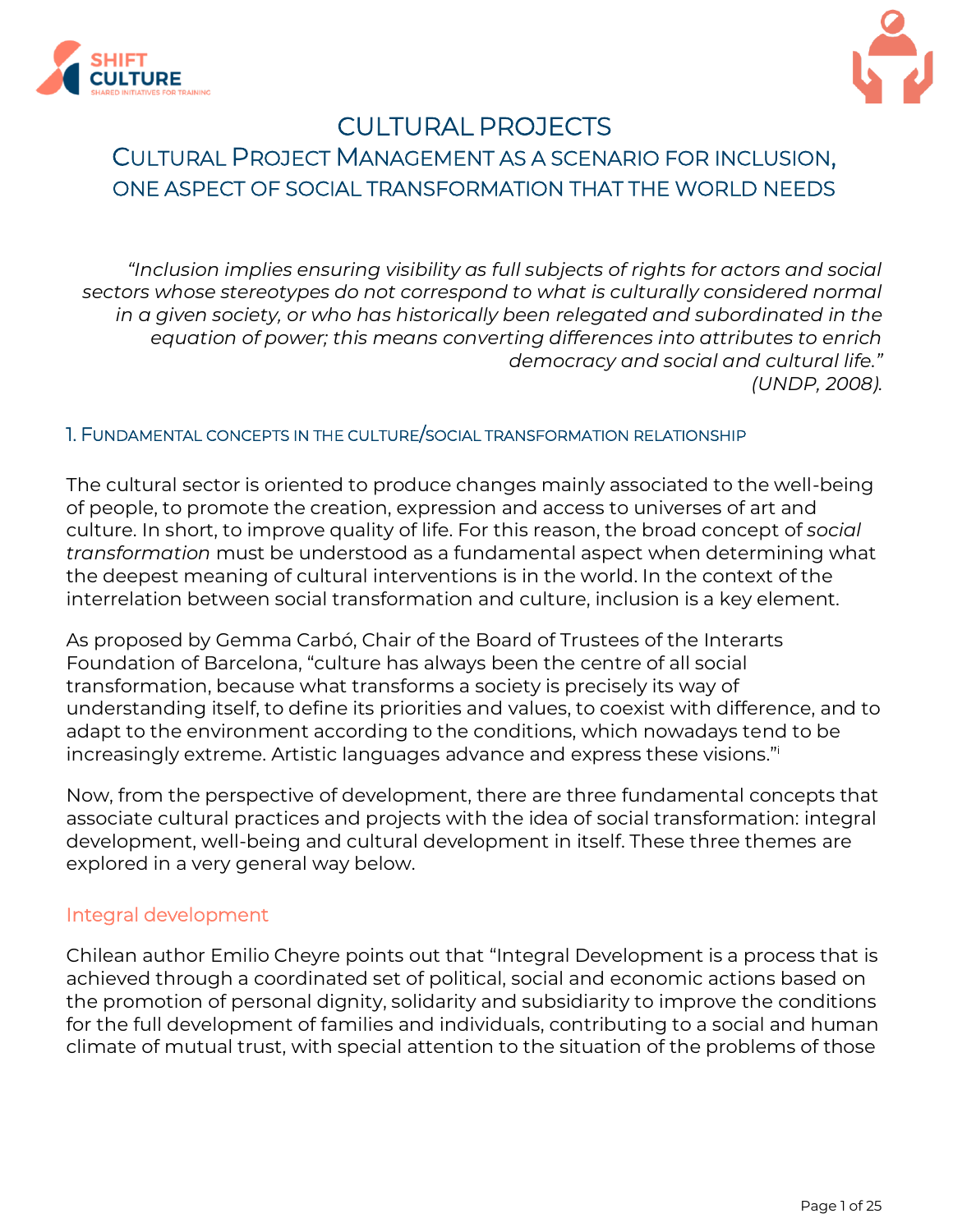# CULTURAL PROJECTS

## CULTURAL PROJECT MANAGEMENT AS A SCENARIO FOR INCLUSION, ONE ASPECT OF SOCIAL TRANSFORMATION THAT THE WORLD NEEDS

> *"Inclusion implies ensuring visibility as full subjects of rights for actors and social sectors whose stereotypes do not correspond to what is culturally considered normal in a given society, or who has historically been relegated and subordinated in the equation of power; this means converting differences into attributes to enrich democracy and social and cultural life."*
> *(UNDP, 2008).*

### 1. FUNDAMENTAL CONCEPTS IN THE CULTURE/SOCIAL TRANSFORMATION RELATIONSHIP

The cultural sector is oriented to produce changes mainly associated to the well-being of people, to promote the creation, expression and access to universes of art and culture. In short, to improve quality of life. For this reason, the broad concept of *social transformation* must be understood as a fundamental aspect when determining what the deepest meaning of cultural interventions is in the world. In the context of the interrelation between social transformation and culture, inclusion is a key element.

As proposed by Gemma Carbó, Chair of the Board of Trustees of the Interarts Foundation of Barcelona, "culture has always been the centre of all social transformation, because what transforms a society is precisely its way of understanding itself, to define its priorities and values, to coexist with difference, and to adapt to the environment according to the conditions, which nowadays tend to be increasingly extreme. Artistic languages advance and express these visions."[i]

Now, from the perspective of development, there are three fundamental concepts that associate cultural practices and projects with the idea of social transformation: integral development, well-being and cultural development in itself. These three themes are explored in a very general way below.

#### Integral development

Chilean author Emilio Cheyre points out that "Integral Development is a process that is achieved through a coordinated set of political, social and economic actions based on the promotion of personal dignity, solidarity and subsidiarity to improve the conditions for the full development of families and individuals, contributing to a social and human climate of mutual trust, with special attention to the situation of the problems of those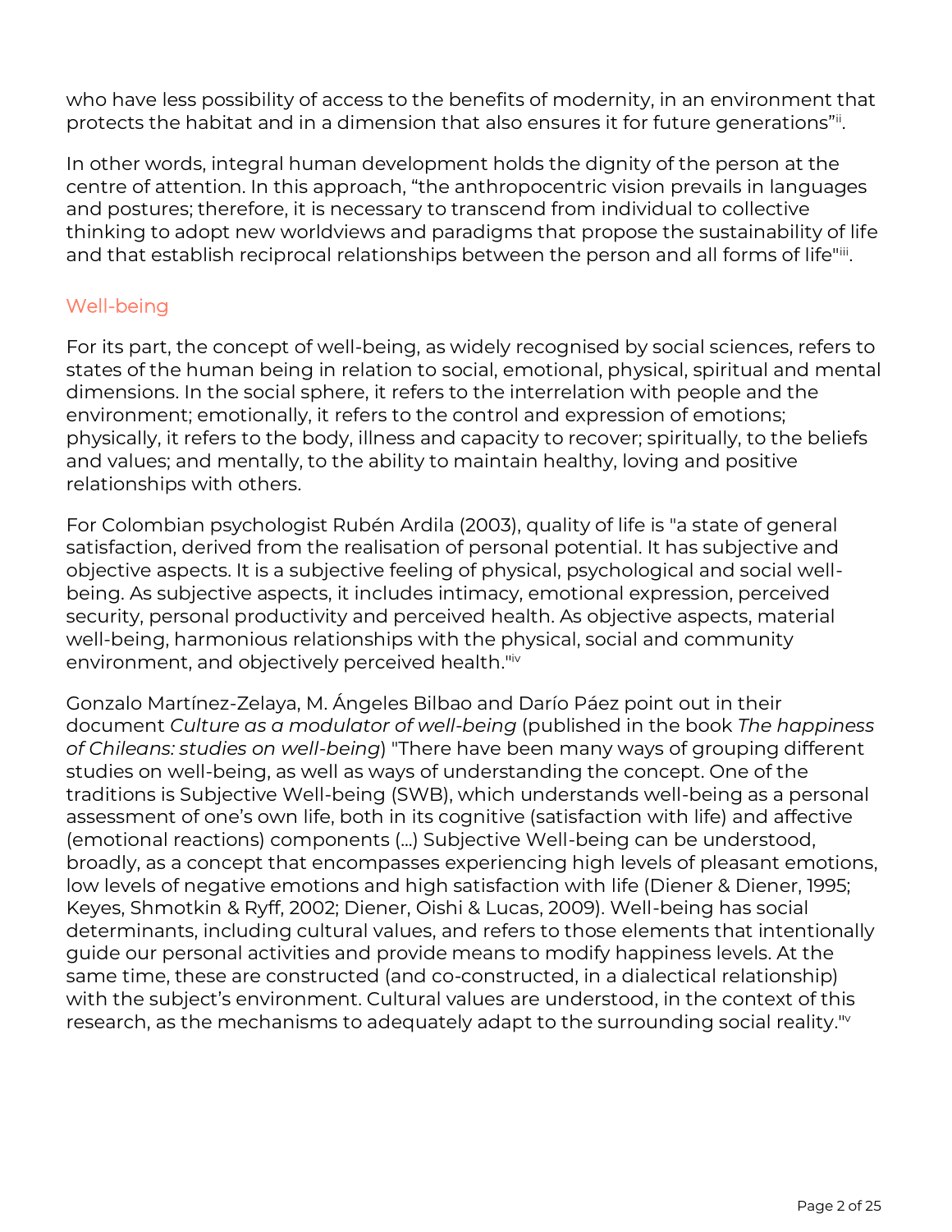who have less possibility of access to the benefits of modernity, in an environment that protects the habitat and in a dimension that also ensures it for future generations"[ii].

In other words, integral human development holds the dignity of the person at the centre of attention. In this approach, "the anthropocentric vision prevails in languages and postures; therefore, it is necessary to transcend from individual to collective thinking to adopt new worldviews and paradigms that propose the sustainability of life and that establish reciprocal relationships between the person and all forms of life"[iii].

## Well-being

For its part, the concept of well-being, as widely recognised by social sciences, refers to states of the human being in relation to social, emotional, physical, spiritual and mental dimensions. In the social sphere, it refers to the interrelation with people and the environment; emotionally, it refers to the control and expression of emotions; physically, it refers to the body, illness and capacity to recover; spiritually, to the beliefs and values; and mentally, to the ability to maintain healthy, loving and positive relationships with others.

For Colombian psychologist Rubén Ardila (2003), quality of life is "a state of general satisfaction, derived from the realisation of personal potential. It has subjective and objective aspects. It is a subjective feeling of physical, psychological and social well-being. As subjective aspects, it includes intimacy, emotional expression, perceived security, personal productivity and perceived health. As objective aspects, material well-being, harmonious relationships with the physical, social and community environment, and objectively perceived health."[iv]

Gonzalo Martínez-Zelaya, M. Ángeles Bilbao and Darío Páez point out in their document *Culture as a modulator of well-being* (published in the book *The happiness of Chileans: studies on well-being*) "There have been many ways of grouping different studies on well-being, as well as ways of understanding the concept. One of the traditions is Subjective Well-being (SWB), which understands well-being as a personal assessment of one's own life, both in its cognitive (satisfaction with life) and affective (emotional reactions) components (…) Subjective Well-being can be understood, broadly, as a concept that encompasses experiencing high levels of pleasant emotions, low levels of negative emotions and high satisfaction with life (Diener & Diener, 1995; Keyes, Shmotkin & Ryff, 2002; Diener, Oishi & Lucas, 2009). Well-being has social determinants, including cultural values, and refers to those elements that intentionally guide our personal activities and provide means to modify happiness levels. At the same time, these are constructed (and co-constructed, in a dialectical relationship) with the subject's environment. Cultural values are understood, in the context of this research, as the mechanisms to adequately adapt to the surrounding social reality."[v]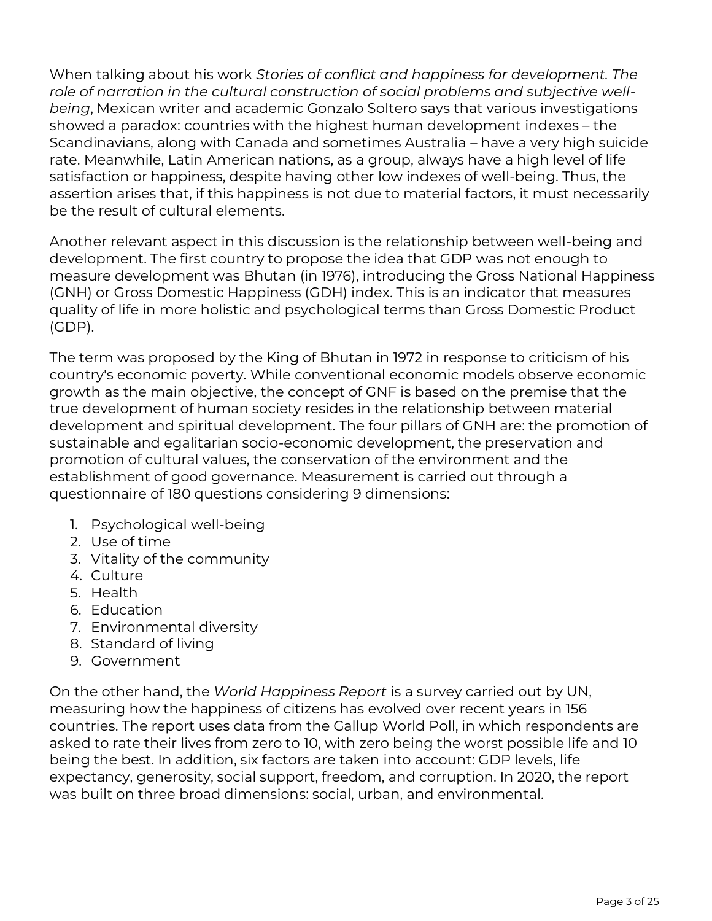When talking about his work *Stories of conflict and happiness for development. The role of narration in the cultural construction of social problems and subjective well-being*, Mexican writer and academic Gonzalo Soltero says that various investigations showed a paradox: countries with the highest human development indexes – the Scandinavians, along with Canada and sometimes Australia – have a very high suicide rate. Meanwhile, Latin American nations, as a group, always have a high level of life satisfaction or happiness, despite having other low indexes of well-being. Thus, the assertion arises that, if this happiness is not due to material factors, it must necessarily be the result of cultural elements.

Another relevant aspect in this discussion is the relationship between well-being and development. The first country to propose the idea that GDP was not enough to measure development was Bhutan (in 1976), introducing the Gross National Happiness (GNH) or Gross Domestic Happiness (GDH) index. This is an indicator that measures quality of life in more holistic and psychological terms than Gross Domestic Product (GDP).

The term was proposed by the King of Bhutan in 1972 in response to criticism of his country's economic poverty. While conventional economic models observe economic growth as the main objective, the concept of GNF is based on the premise that the true development of human society resides in the relationship between material development and spiritual development. The four pillars of GNH are: the promotion of sustainable and egalitarian socio-economic development, the preservation and promotion of cultural values, the conservation of the environment and the establishment of good governance. Measurement is carried out through a questionnaire of 180 questions considering 9 dimensions:

1. Psychological well-being
2. Use of time
3. Vitality of the community
4. Culture
5. Health
6. Education
7. Environmental diversity
8. Standard of living
9. Government

On the other hand, the *World Happiness Report* is a survey carried out by UN, measuring how the happiness of citizens has evolved over recent years in 156 countries. The report uses data from the Gallup World Poll, in which respondents are asked to rate their lives from zero to 10, with zero being the worst possible life and 10 being the best. In addition, six factors are taken into account: GDP levels, life expectancy, generosity, social support, freedom, and corruption. In 2020, the report was built on three broad dimensions: social, urban, and environmental.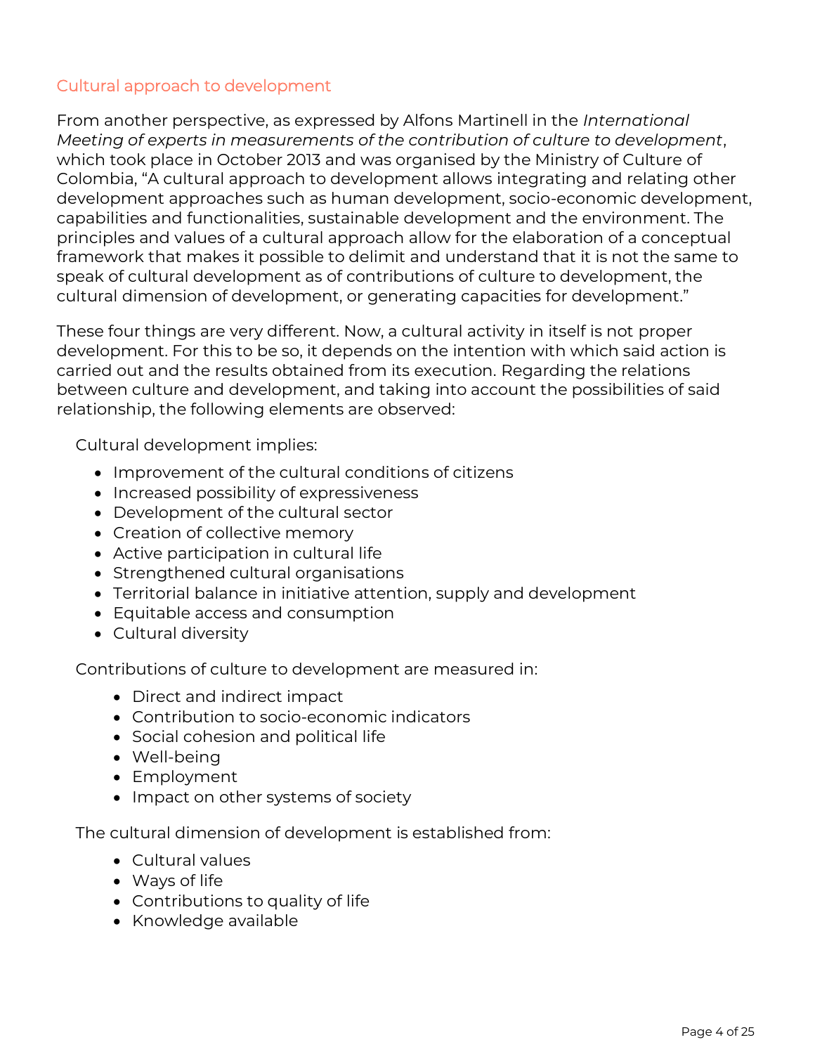## Cultural approach to development

From another perspective, as expressed by Alfons Martinell in the *International Meeting of experts in measurements of the contribution of culture to development*, which took place in October 2013 and was organised by the Ministry of Culture of Colombia, "A cultural approach to development allows integrating and relating other development approaches such as human development, socio-economic development, capabilities and functionalities, sustainable development and the environment. The principles and values of a cultural approach allow for the elaboration of a conceptual framework that makes it possible to delimit and understand that it is not the same to speak of cultural development as of contributions of culture to development, the cultural dimension of development, or generating capacities for development."

These four things are very different. Now, a cultural activity in itself is not proper development. For this to be so, it depends on the intention with which said action is carried out and the results obtained from its execution. Regarding the relations between culture and development, and taking into account the possibilities of said relationship, the following elements are observed:

Cultural development implies:

- Improvement of the cultural conditions of citizens
- Increased possibility of expressiveness
- Development of the cultural sector
- Creation of collective memory
- Active participation in cultural life
- Strengthened cultural organisations
- Territorial balance in initiative attention, supply and development
- Equitable access and consumption
- Cultural diversity

Contributions of culture to development are measured in:

- Direct and indirect impact
- Contribution to socio-economic indicators
- Social cohesion and political life
- Well-being
- Employment
- Impact on other systems of society

The cultural dimension of development is established from:

- Cultural values
- Ways of life
- Contributions to quality of life
- Knowledge available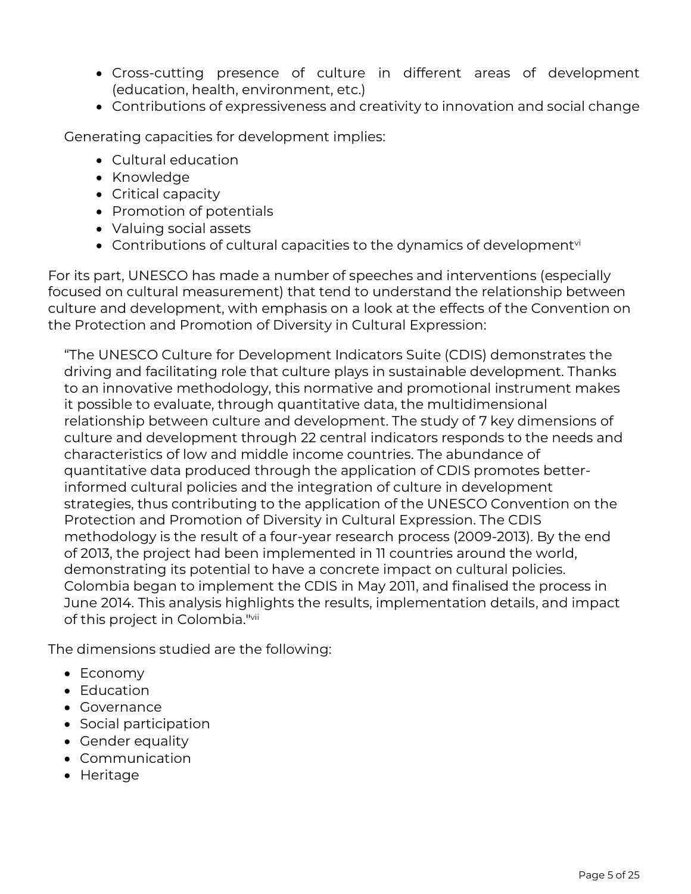- Cross-cutting presence of culture in different areas of development (education, health, environment, etc.)
- Contributions of expressiveness and creativity to innovation and social change

Generating capacities for development implies:

- Cultural education
- Knowledge
- Critical capacity
- Promotion of potentials
- Valuing social assets
- Contributions of cultural capacities to the dynamics of development[vi]

For its part, UNESCO has made a number of speeches and interventions (especially focused on cultural measurement) that tend to understand the relationship between culture and development, with emphasis on a look at the effects of the Convention on the Protection and Promotion of Diversity in Cultural Expression:

> "The UNESCO Culture for Development Indicators Suite (CDIS) demonstrates the driving and facilitating role that culture plays in sustainable development. Thanks to an innovative methodology, this normative and promotional instrument makes it possible to evaluate, through quantitative data, the multidimensional relationship between culture and development. The study of 7 key dimensions of culture and development through 22 central indicators responds to the needs and characteristics of low and middle income countries. The abundance of quantitative data produced through the application of CDIS promotes better-informed cultural policies and the integration of culture in development strategies, thus contributing to the application of the UNESCO Convention on the Protection and Promotion of Diversity in Cultural Expression. The CDIS methodology is the result of a four-year research process (2009-2013). By the end of 2013, the project had been implemented in 11 countries around the world, demonstrating its potential to have a concrete impact on cultural policies. Colombia began to implement the CDIS in May 2011, and finalised the process in June 2014. This analysis highlights the results, implementation details, and impact of this project in Colombia."[vii]

The dimensions studied are the following:

- Economy
- Education
- Governance
- Social participation
- Gender equality
- Communication
- Heritage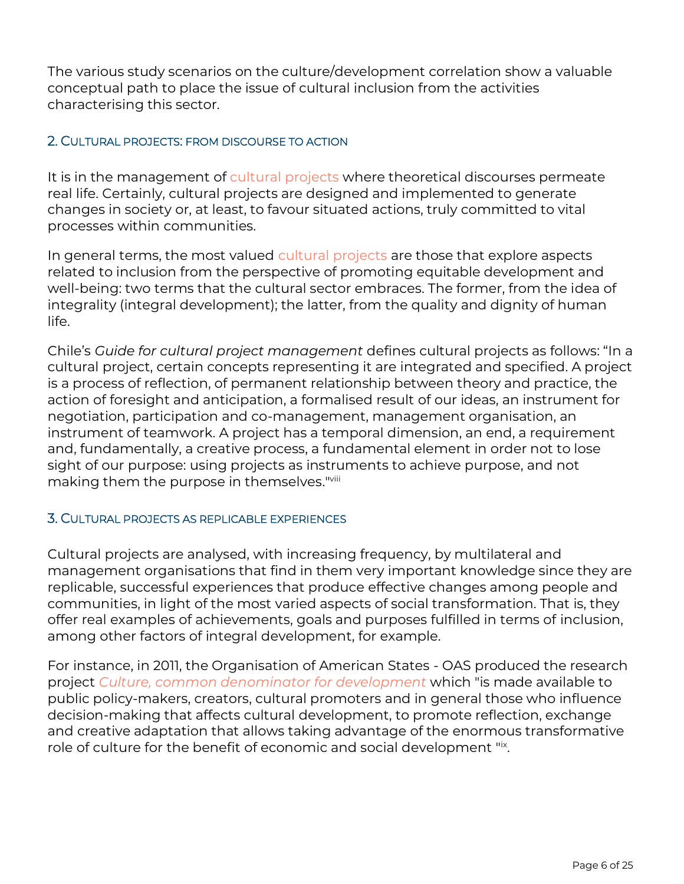The various study scenarios on the culture/development correlation show a valuable conceptual path to place the issue of cultural inclusion from the activities characterising this sector.

## 2. Cultural projects: from discourse to action

It is in the management of cultural projects where theoretical discourses permeate real life. Certainly, cultural projects are designed and implemented to generate changes in society or, at least, to favour situated actions, truly committed to vital processes within communities.

In general terms, the most valued cultural projects are those that explore aspects related to inclusion from the perspective of promoting equitable development and well-being: two terms that the cultural sector embraces. The former, from the idea of integrality (integral development); the latter, from the quality and dignity of human life.

Chile's *Guide for cultural project management* defines cultural projects as follows: "In a cultural project, certain concepts representing it are integrated and specified. A project is a process of reflection, of permanent relationship between theory and practice, the action of foresight and anticipation, a formalised result of our ideas, an instrument for negotiation, participation and co-management, management organisation, an instrument of teamwork. A project has a temporal dimension, an end, a requirement and, fundamentally, a creative process, a fundamental element in order not to lose sight of our purpose: using projects as instruments to achieve purpose, and not making them the purpose in themselves."[viii]

## 3. Cultural projects as replicable experiences

Cultural projects are analysed, with increasing frequency, by multilateral and management organisations that find in them very important knowledge since they are replicable, successful experiences that produce effective changes among people and communities, in light of the most varied aspects of social transformation. That is, they offer real examples of achievements, goals and purposes fulfilled in terms of inclusion, among other factors of integral development, for example.

For instance, in 2011, the Organisation of American States - OAS produced the research project *Culture, common denominator for development* which "is made available to public policy-makers, creators, cultural promoters and in general those who influence decision-making that affects cultural development, to promote reflection, exchange and creative adaptation that allows taking advantage of the enormous transformative role of culture for the benefit of economic and social development "[ix].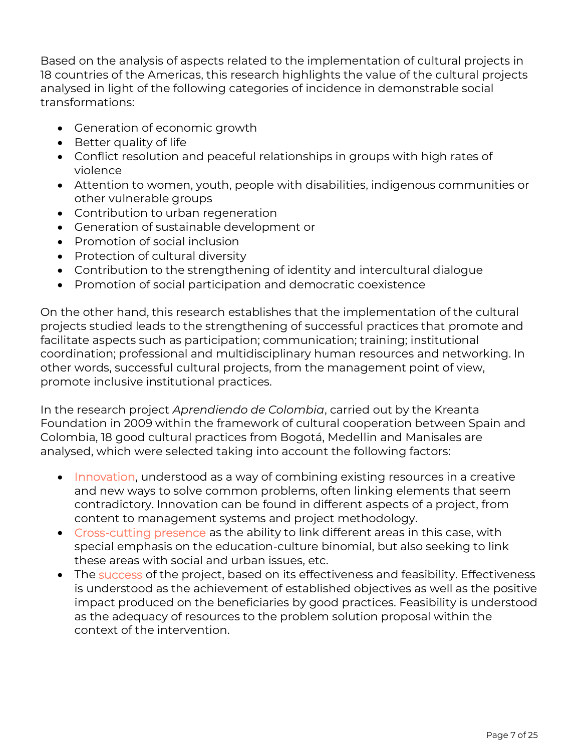Based on the analysis of aspects related to the implementation of cultural projects in 18 countries of the Americas, this research highlights the value of the cultural projects analysed in light of the following categories of incidence in demonstrable social transformations:

- Generation of economic growth
- Better quality of life
- Conflict resolution and peaceful relationships in groups with high rates of violence
- Attention to women, youth, people with disabilities, indigenous communities or other vulnerable groups
- Contribution to urban regeneration
- Generation of sustainable development or
- Promotion of social inclusion
- Protection of cultural diversity
- Contribution to the strengthening of identity and intercultural dialogue
- Promotion of social participation and democratic coexistence

On the other hand, this research establishes that the implementation of the cultural projects studied leads to the strengthening of successful practices that promote and facilitate aspects such as participation; communication; training; institutional coordination; professional and multidisciplinary human resources and networking. In other words, successful cultural projects, from the management point of view, promote inclusive institutional practices.

In the research project *Aprendiendo de Colombia*, carried out by the Kreanta Foundation in 2009 within the framework of cultural cooperation between Spain and Colombia, 18 good cultural practices from Bogotá, Medellin and Manisales are analysed, which were selected taking into account the following factors:

- Innovation, understood as a way of combining existing resources in a creative and new ways to solve common problems, often linking elements that seem contradictory. Innovation can be found in different aspects of a project, from content to management systems and project methodology.
- Cross-cutting presence as the ability to link different areas in this case, with special emphasis on the education-culture binomial, but also seeking to link these areas with social and urban issues, etc.
- The success of the project, based on its effectiveness and feasibility. Effectiveness is understood as the achievement of established objectives as well as the positive impact produced on the beneficiaries by good practices. Feasibility is understood as the adequacy of resources to the problem solution proposal within the context of the intervention.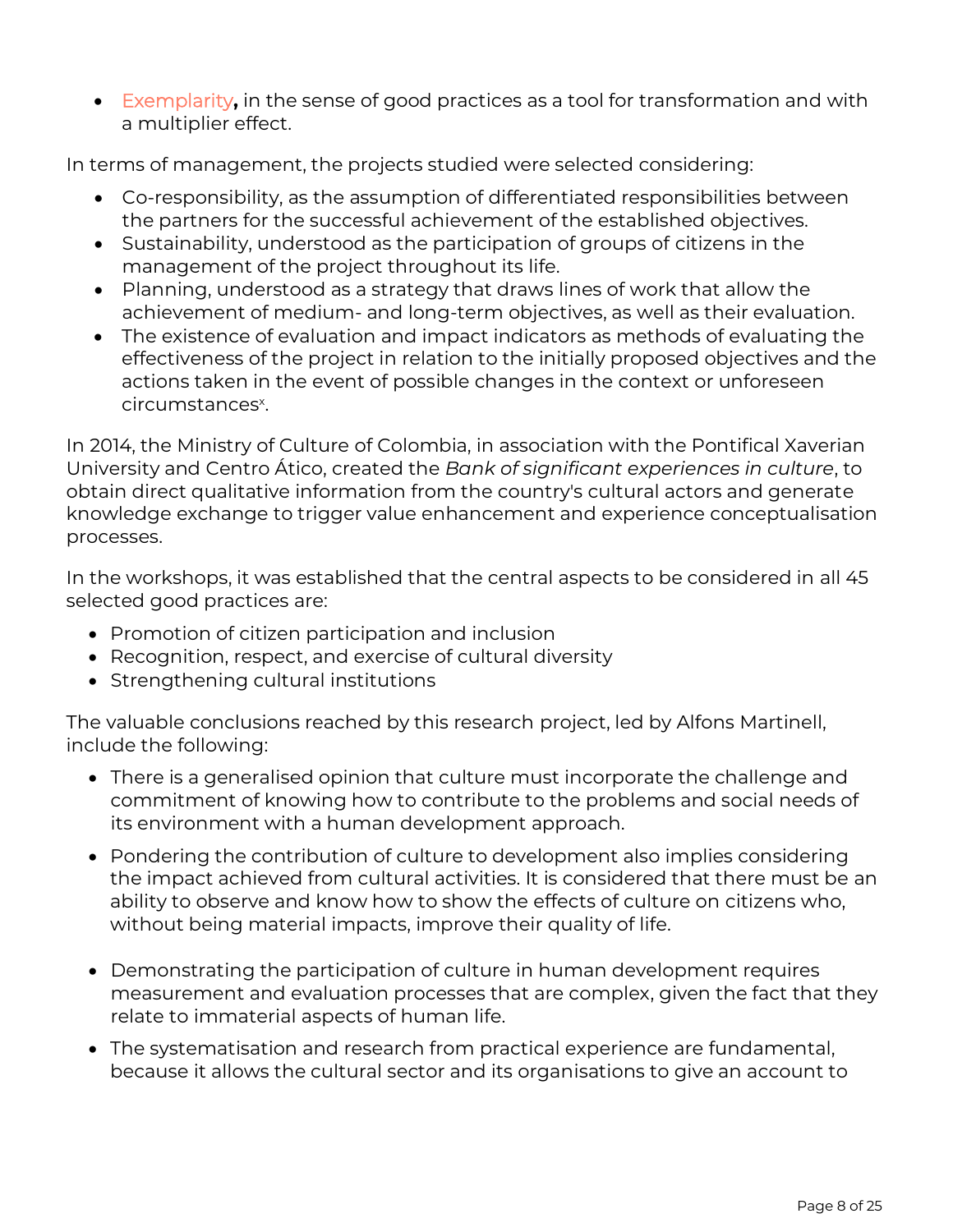- Exemplarity**,** in the sense of good practices as a tool for transformation and with a multiplier effect.

In terms of management, the projects studied were selected considering:

- Co-responsibility, as the assumption of differentiated responsibilities between the partners for the successful achievement of the established objectives.
- Sustainability, understood as the participation of groups of citizens in the management of the project throughout its life.
- Planning, understood as a strategy that draws lines of work that allow the achievement of medium- and long-term objectives, as well as their evaluation.
- The existence of evaluation and impact indicators as methods of evaluating the effectiveness of the project in relation to the initially proposed objectives and the actions taken in the event of possible changes in the context or unforeseen circumstances[x].

In 2014, the Ministry of Culture of Colombia, in association with the Pontifical Xaverian University and Centro Ático, created the *Bank of significant experiences in culture*, to obtain direct qualitative information from the country's cultural actors and generate knowledge exchange to trigger value enhancement and experience conceptualisation processes.

In the workshops, it was established that the central aspects to be considered in all 45 selected good practices are:

- Promotion of citizen participation and inclusion
- Recognition, respect, and exercise of cultural diversity
- Strengthening cultural institutions

The valuable conclusions reached by this research project, led by Alfons Martinell, include the following:

- There is a generalised opinion that culture must incorporate the challenge and commitment of knowing how to contribute to the problems and social needs of its environment with a human development approach.
- Pondering the contribution of culture to development also implies considering the impact achieved from cultural activities. It is considered that there must be an ability to observe and know how to show the effects of culture on citizens who, without being material impacts, improve their quality of life.
- Demonstrating the participation of culture in human development requires measurement and evaluation processes that are complex, given the fact that they relate to immaterial aspects of human life.
- The systematisation and research from practical experience are fundamental, because it allows the cultural sector and its organisations to give an account to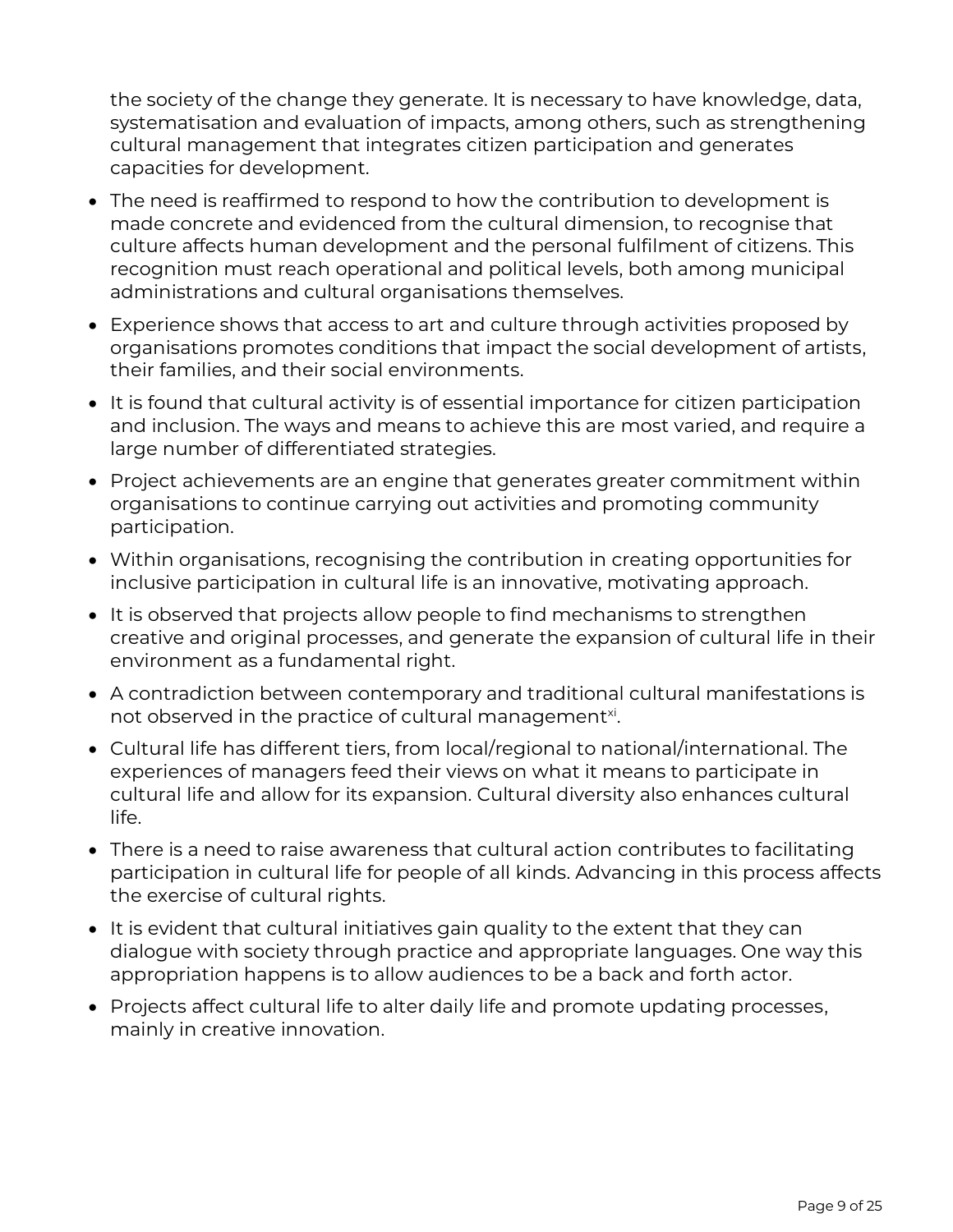the society of the change they generate. It is necessary to have knowledge, data, systematisation and evaluation of impacts, among others, such as strengthening cultural management that integrates citizen participation and generates capacities for development.

- The need is reaffirmed to respond to how the contribution to development is made concrete and evidenced from the cultural dimension, to recognise that culture affects human development and the personal fulfilment of citizens. This recognition must reach operational and political levels, both among municipal administrations and cultural organisations themselves.
- Experience shows that access to art and culture through activities proposed by organisations promotes conditions that impact the social development of artists, their families, and their social environments.
- It is found that cultural activity is of essential importance for citizen participation and inclusion. The ways and means to achieve this are most varied, and require a large number of differentiated strategies.
- Project achievements are an engine that generates greater commitment within organisations to continue carrying out activities and promoting community participation.
- Within organisations, recognising the contribution in creating opportunities for inclusive participation in cultural life is an innovative, motivating approach.
- It is observed that projects allow people to find mechanisms to strengthen creative and original processes, and generate the expansion of cultural life in their environment as a fundamental right.
- A contradiction between contemporary and traditional cultural manifestations is not observed in the practice of cultural management[xi].
- Cultural life has different tiers, from local/regional to national/international. The experiences of managers feed their views on what it means to participate in cultural life and allow for its expansion. Cultural diversity also enhances cultural life.
- There is a need to raise awareness that cultural action contributes to facilitating participation in cultural life for people of all kinds. Advancing in this process affects the exercise of cultural rights.
- It is evident that cultural initiatives gain quality to the extent that they can dialogue with society through practice and appropriate languages. One way this appropriation happens is to allow audiences to be a back and forth actor.
- Projects affect cultural life to alter daily life and promote updating processes, mainly in creative innovation.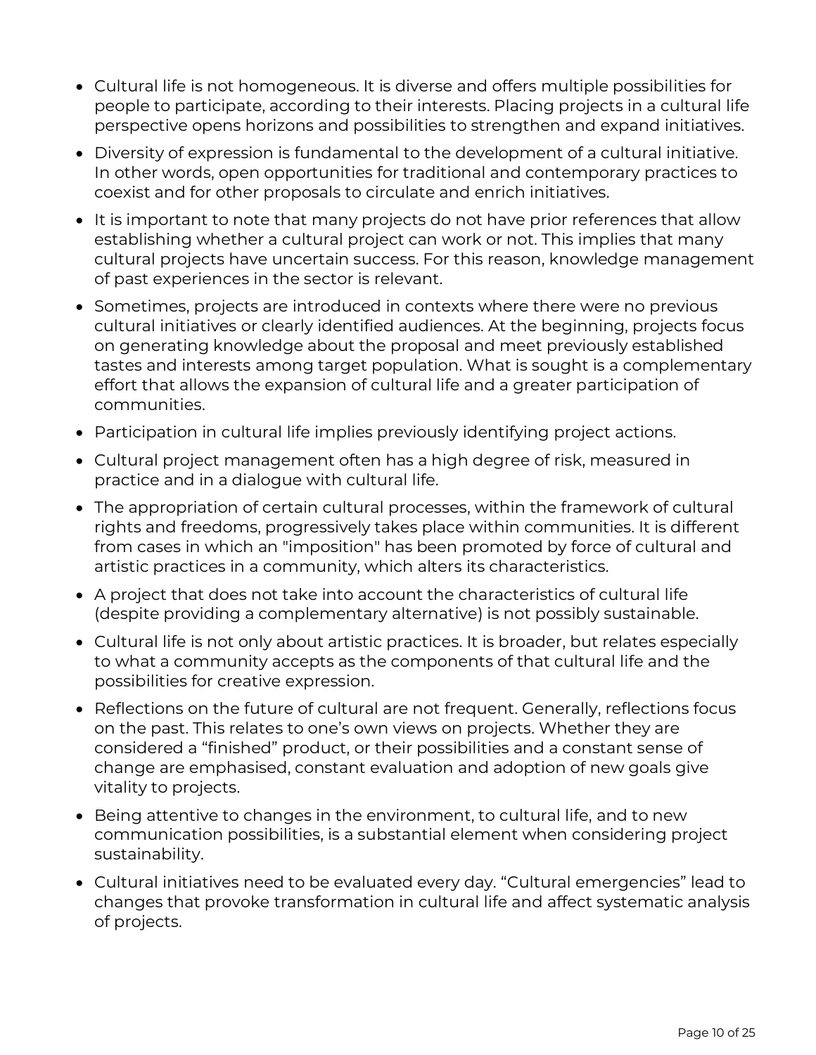- Cultural life is not homogeneous. It is diverse and offers multiple possibilities for people to participate, according to their interests. Placing projects in a cultural life perspective opens horizons and possibilities to strengthen and expand initiatives.
- Diversity of expression is fundamental to the development of a cultural initiative. In other words, open opportunities for traditional and contemporary practices to coexist and for other proposals to circulate and enrich initiatives.
- It is important to note that many projects do not have prior references that allow establishing whether a cultural project can work or not. This implies that many cultural projects have uncertain success. For this reason, knowledge management of past experiences in the sector is relevant.
- Sometimes, projects are introduced in contexts where there were no previous cultural initiatives or clearly identified audiences. At the beginning, projects focus on generating knowledge about the proposal and meet previously established tastes and interests among target population. What is sought is a complementary effort that allows the expansion of cultural life and a greater participation of communities.
- Participation in cultural life implies previously identifying project actions.
- Cultural project management often has a high degree of risk, measured in practice and in a dialogue with cultural life.
- The appropriation of certain cultural processes, within the framework of cultural rights and freedoms, progressively takes place within communities. It is different from cases in which an "imposition" has been promoted by force of cultural and artistic practices in a community, which alters its characteristics.
- A project that does not take into account the characteristics of cultural life (despite providing a complementary alternative) is not possibly sustainable.
- Cultural life is not only about artistic practices. It is broader, but relates especially to what a community accepts as the components of that cultural life and the possibilities for creative expression.
- Reflections on the future of cultural are not frequent. Generally, reflections focus on the past. This relates to one's own views on projects. Whether they are considered a "finished" product, or their possibilities and a constant sense of change are emphasised, constant evaluation and adoption of new goals give vitality to projects.
- Being attentive to changes in the environment, to cultural life, and to new communication possibilities, is a substantial element when considering project sustainability.
- Cultural initiatives need to be evaluated every day. "Cultural emergencies" lead to changes that provoke transformation in cultural life and affect systematic analysis of projects.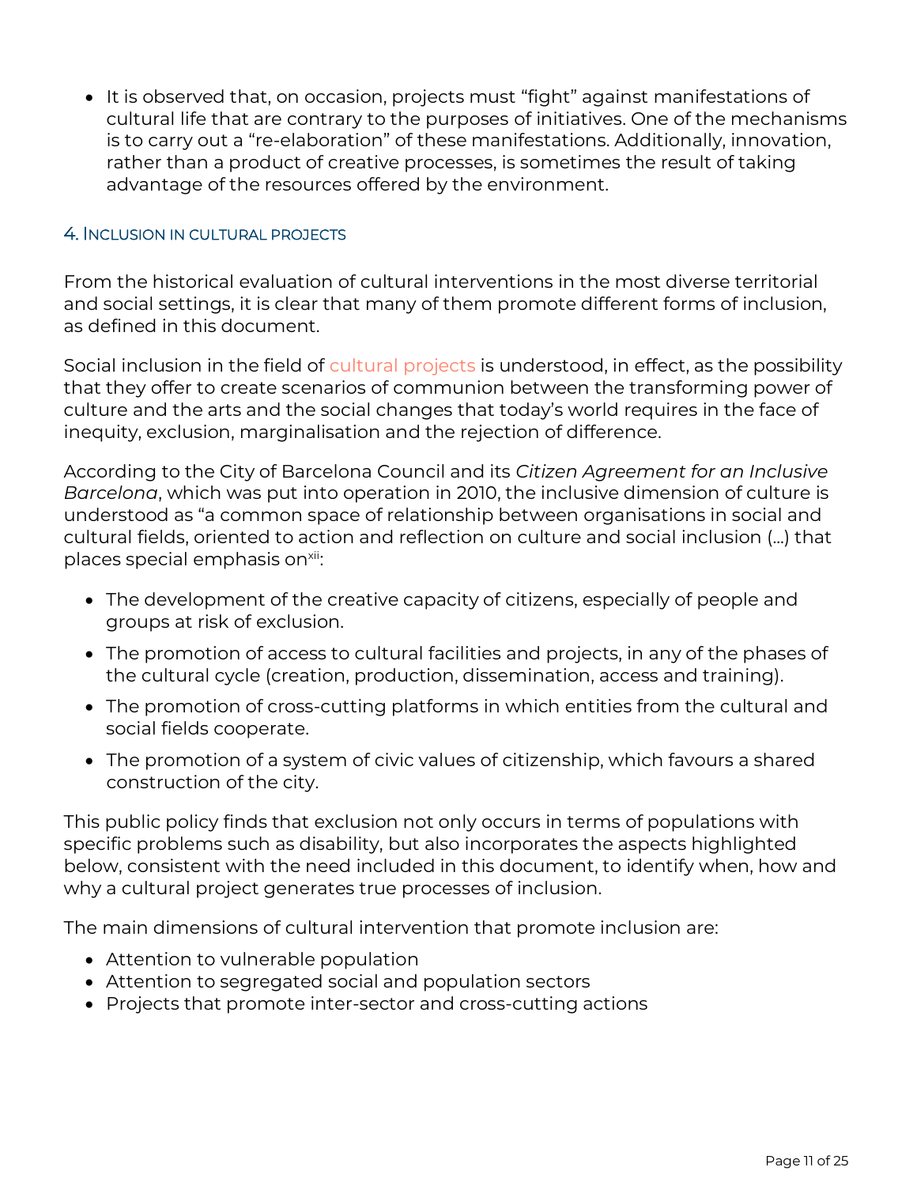- It is observed that, on occasion, projects must “fight” against manifestations of cultural life that are contrary to the purposes of initiatives. One of the mechanisms is to carry out a “re-elaboration” of these manifestations. Additionally, innovation, rather than a product of creative processes, is sometimes the result of taking advantage of the resources offered by the environment.

## 4. Inclusion in cultural projects

From the historical evaluation of cultural interventions in the most diverse territorial and social settings, it is clear that many of them promote different forms of inclusion, as defined in this document.

Social inclusion in the field of cultural projects is understood, in effect, as the possibility that they offer to create scenarios of communion between the transforming power of culture and the arts and the social changes that today’s world requires in the face of inequity, exclusion, marginalisation and the rejection of difference.

According to the City of Barcelona Council and its *Citizen Agreement for an Inclusive Barcelona*, which was put into operation in 2010, the inclusive dimension of culture is understood as “a common space of relationship between organisations in social and cultural fields, oriented to action and reflection on culture and social inclusion (…) that places special emphasis on[xii]:

- The development of the creative capacity of citizens, especially of people and groups at risk of exclusion.
- The promotion of access to cultural facilities and projects, in any of the phases of the cultural cycle (creation, production, dissemination, access and training).
- The promotion of cross-cutting platforms in which entities from the cultural and social fields cooperate.
- The promotion of a system of civic values of citizenship, which favours a shared construction of the city.

This public policy finds that exclusion not only occurs in terms of populations with specific problems such as disability, but also incorporates the aspects highlighted below, consistent with the need included in this document, to identify when, how and why a cultural project generates true processes of inclusion.

The main dimensions of cultural intervention that promote inclusion are:

- Attention to vulnerable population
- Attention to segregated social and population sectors
- Projects that promote inter-sector and cross-cutting actions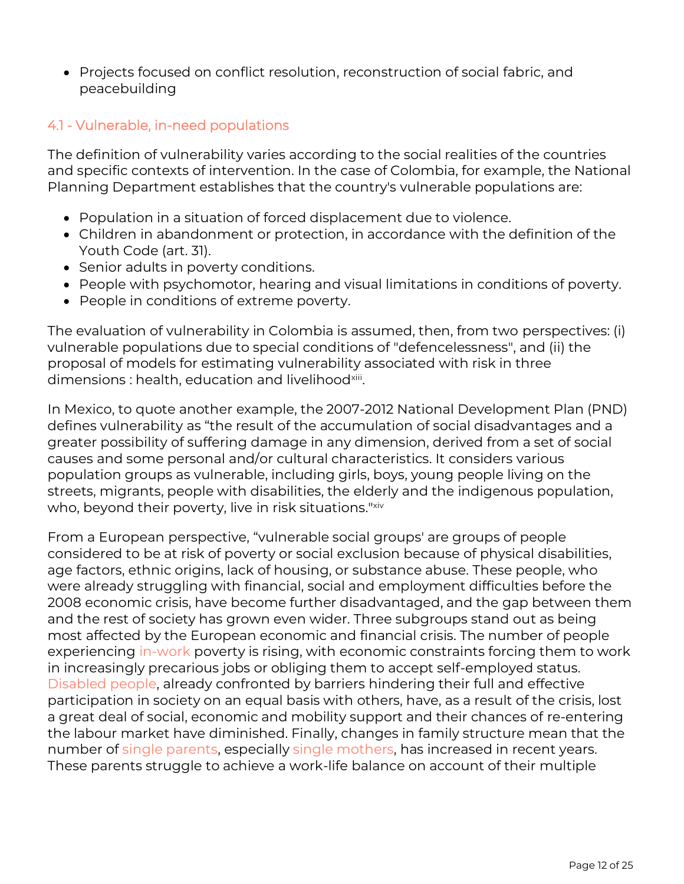- Projects focused on conflict resolution, reconstruction of social fabric, and peacebuilding

### 4.1 - Vulnerable, in-need populations

The definition of vulnerability varies according to the social realities of the countries and specific contexts of intervention. In the case of Colombia, for example, the National Planning Department establishes that the country's vulnerable populations are:

- Population in a situation of forced displacement due to violence.
- Children in abandonment or protection, in accordance with the definition of the Youth Code (art. 31).
- Senior adults in poverty conditions.
- People with psychomotor, hearing and visual limitations in conditions of poverty.
- People in conditions of extreme poverty.

The evaluation of vulnerability in Colombia is assumed, then, from two perspectives: (i) vulnerable populations due to special conditions of "defencelessness", and (ii) the proposal of models for estimating vulnerability associated with risk in three dimensions : health, education and livelihood[xiii].

In Mexico, to quote another example, the 2007-2012 National Development Plan (PND) defines vulnerability as "the result of the accumulation of social disadvantages and a greater possibility of suffering damage in any dimension, derived from a set of social causes and some personal and/or cultural characteristics. It considers various population groups as vulnerable, including girls, boys, young people living on the streets, migrants, people with disabilities, the elderly and the indigenous population, who, beyond their poverty, live in risk situations."[xiv]

From a European perspective, "vulnerable social groups' are groups of people considered to be at risk of poverty or social exclusion because of physical disabilities, age factors, ethnic origins, lack of housing, or substance abuse. These people, who were already struggling with financial, social and employment difficulties before the 2008 economic crisis, have become further disadvantaged, and the gap between them and the rest of society has grown even wider. Three subgroups stand out as being most affected by the European economic and financial crisis. The number of people experiencing in-work poverty is rising, with economic constraints forcing them to work in increasingly precarious jobs or obliging them to accept self-employed status. Disabled people, already confronted by barriers hindering their full and effective participation in society on an equal basis with others, have, as a result of the crisis, lost a great deal of social, economic and mobility support and their chances of re-entering the labour market have diminished. Finally, changes in family structure mean that the number of single parents, especially single mothers, has increased in recent years. These parents struggle to achieve a work-life balance on account of their multiple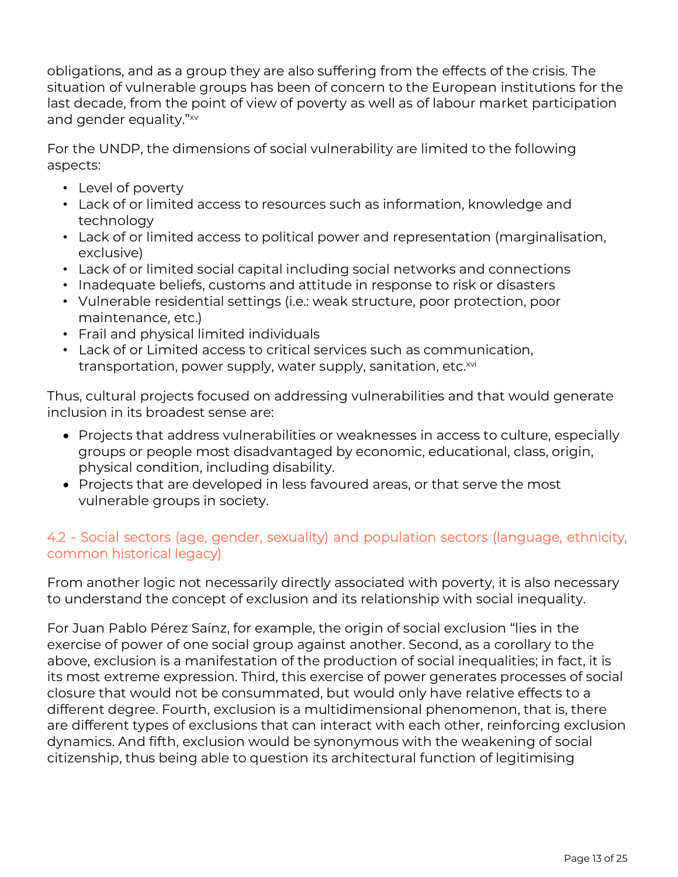obligations, and as a group they are also suffering from the effects of the crisis. The situation of vulnerable groups has been of concern to the European institutions for the last decade, from the point of view of poverty as well as of labour market participation and gender equality."[xv]

For the UNDP, the dimensions of social vulnerability are limited to the following aspects:

- Level of poverty
- Lack of or limited access to resources such as information, knowledge and technology
- Lack of or limited access to political power and representation (marginalisation, exclusive)
- Lack of or limited social capital including social networks and connections
- Inadequate beliefs, customs and attitude in response to risk or disasters
- Vulnerable residential settings (i.e.: weak structure, poor protection, poor maintenance, etc.)
- Frail and physical limited individuals
- Lack of or Limited access to critical services such as communication, transportation, power supply, water supply, sanitation, etc.[xvi]

Thus, cultural projects focused on addressing vulnerabilities and that would generate inclusion in its broadest sense are:

- Projects that address vulnerabilities or weaknesses in access to culture, especially groups or people most disadvantaged by economic, educational, class, origin, physical condition, including disability.
- Projects that are developed in less favoured areas, or that serve the most vulnerable groups in society.

### 4.2 - Social sectors (age, gender, sexuality) and population sectors (language, ethnicity, common historical legacy)

From another logic not necessarily directly associated with poverty, it is also necessary to understand the concept of exclusion and its relationship with social inequality.

For Juan Pablo Pérez Saínz, for example, the origin of social exclusion "lies in the exercise of power of one social group against another. Second, as a corollary to the above, exclusion is a manifestation of the production of social inequalities; in fact, it is its most extreme expression. Third, this exercise of power generates processes of social closure that would not be consummated, but would only have relative effects to a different degree. Fourth, exclusion is a multidimensional phenomenon, that is, there are different types of exclusions that can interact with each other, reinforcing exclusion dynamics. And fifth, exclusion would be synonymous with the weakening of social citizenship, thus being able to question its architectural function of legitimising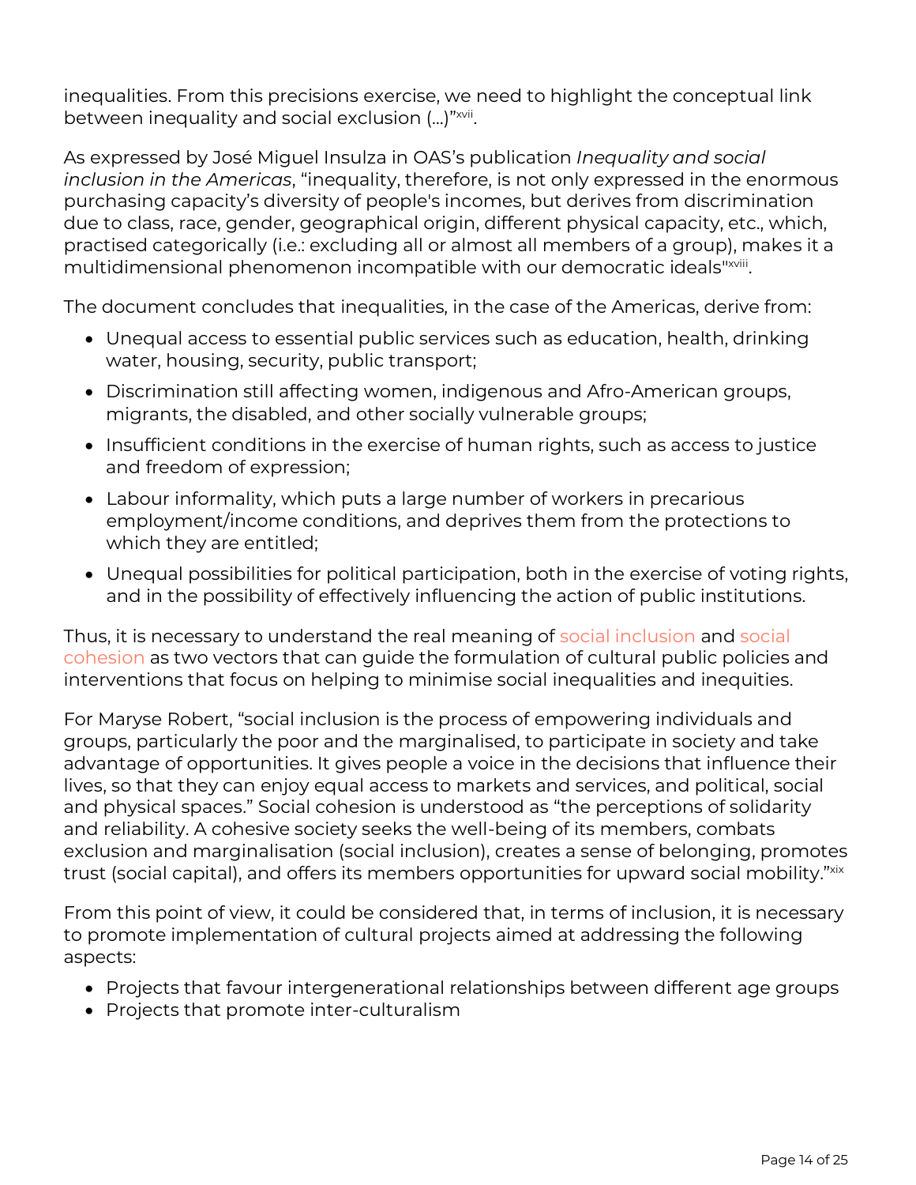inequalities. From this precisions exercise, we need to highlight the conceptual link between inequality and social exclusion (...)"[xvii].

As expressed by José Miguel Insulza in OAS's publication *Inequality and social inclusion in the Americas*, "inequality, therefore, is not only expressed in the enormous purchasing capacity's diversity of people's incomes, but derives from discrimination due to class, race, gender, geographical origin, different physical capacity, etc., which, practised categorically (i.e.: excluding all or almost all members of a group), makes it a multidimensional phenomenon incompatible with our democratic ideals"[xviii].

The document concludes that inequalities, in the case of the Americas, derive from:

- Unequal access to essential public services such as education, health, drinking water, housing, security, public transport;
- Discrimination still affecting women, indigenous and Afro-American groups, migrants, the disabled, and other socially vulnerable groups;
- Insufficient conditions in the exercise of human rights, such as access to justice and freedom of expression;
- Labour informality, which puts a large number of workers in precarious employment/income conditions, and deprives them from the protections to which they are entitled;
- Unequal possibilities for political participation, both in the exercise of voting rights, and in the possibility of effectively influencing the action of public institutions.

Thus, it is necessary to understand the real meaning of social inclusion and social cohesion as two vectors that can guide the formulation of cultural public policies and interventions that focus on helping to minimise social inequalities and inequities.

For Maryse Robert, "social inclusion is the process of empowering individuals and groups, particularly the poor and the marginalised, to participate in society and take advantage of opportunities. It gives people a voice in the decisions that influence their lives, so that they can enjoy equal access to markets and services, and political, social and physical spaces." Social cohesion is understood as "the perceptions of solidarity and reliability. A cohesive society seeks the well-being of its members, combats exclusion and marginalisation (social inclusion), creates a sense of belonging, promotes trust (social capital), and offers its members opportunities for upward social mobility."[xix]

From this point of view, it could be considered that, in terms of inclusion, it is necessary to promote implementation of cultural projects aimed at addressing the following aspects:

- Projects that favour intergenerational relationships between different age groups
- Projects that promote inter-culturalism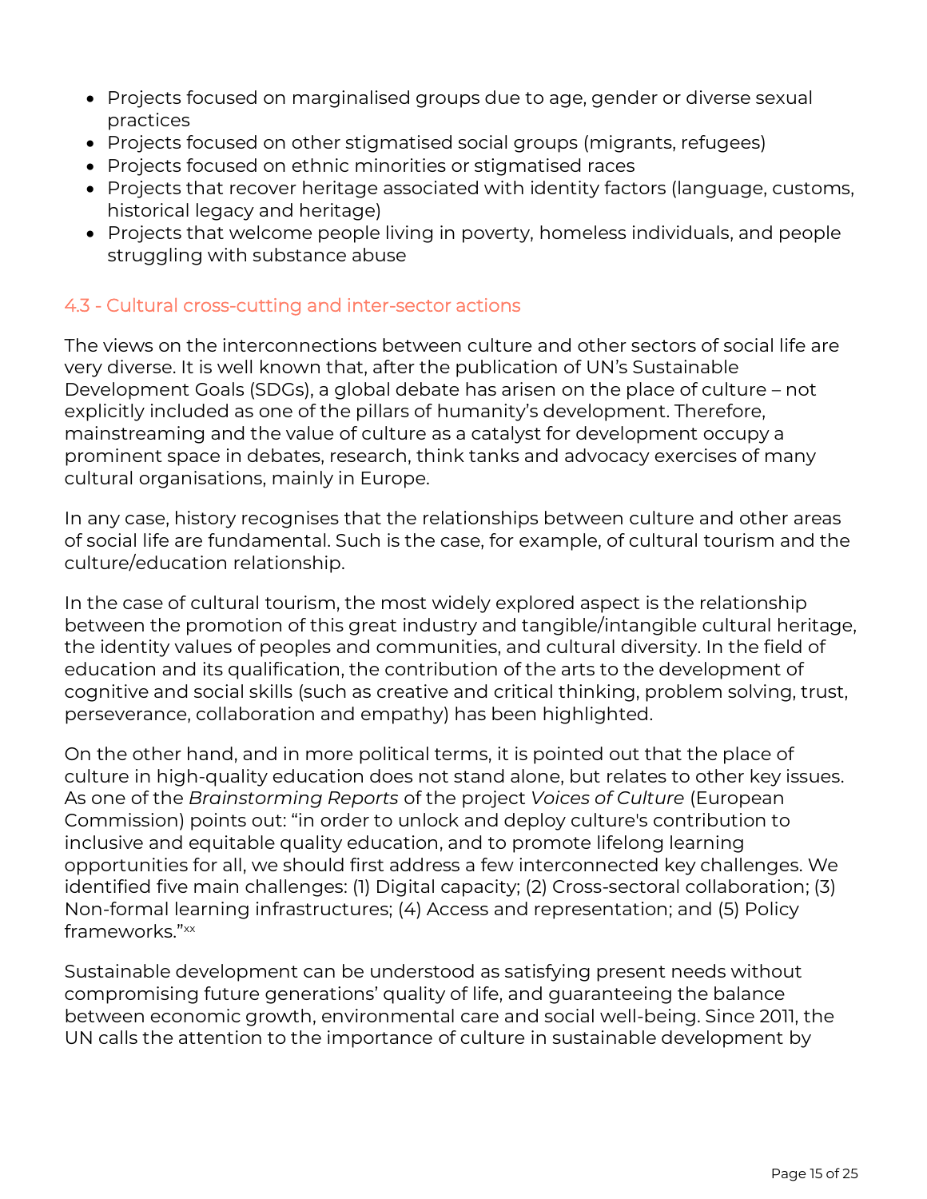- Projects focused on marginalised groups due to age, gender or diverse sexual practices
- Projects focused on other stigmatised social groups (migrants, refugees)
- Projects focused on ethnic minorities or stigmatised races
- Projects that recover heritage associated with identity factors (language, customs, historical legacy and heritage)
- Projects that welcome people living in poverty, homeless individuals, and people struggling with substance abuse

### 4.3 - Cultural cross-cutting and inter-sector actions

The views on the interconnections between culture and other sectors of social life are very diverse. It is well known that, after the publication of UN's Sustainable Development Goals (SDGs), a global debate has arisen on the place of culture – not explicitly included as one of the pillars of humanity's development. Therefore, mainstreaming and the value of culture as a catalyst for development occupy a prominent space in debates, research, think tanks and advocacy exercises of many cultural organisations, mainly in Europe.

In any case, history recognises that the relationships between culture and other areas of social life are fundamental. Such is the case, for example, of cultural tourism and the culture/education relationship.

In the case of cultural tourism, the most widely explored aspect is the relationship between the promotion of this great industry and tangible/intangible cultural heritage, the identity values of peoples and communities, and cultural diversity. In the field of education and its qualification, the contribution of the arts to the development of cognitive and social skills (such as creative and critical thinking, problem solving, trust, perseverance, collaboration and empathy) has been highlighted.

On the other hand, and in more political terms, it is pointed out that the place of culture in high-quality education does not stand alone, but relates to other key issues. As one of the *Brainstorming Reports* of the project *Voices of Culture* (European Commission) points out: "in order to unlock and deploy culture's contribution to inclusive and equitable quality education, and to promote lifelong learning opportunities for all, we should first address a few interconnected key challenges. We identified five main challenges: (1) Digital capacity; (2) Cross-sectoral collaboration; (3) Non-formal learning infrastructures; (4) Access and representation; and (5) Policy frameworks."[xx]

Sustainable development can be understood as satisfying present needs without compromising future generations' quality of life, and guaranteeing the balance between economic growth, environmental care and social well-being. Since 2011, the UN calls the attention to the importance of culture in sustainable development by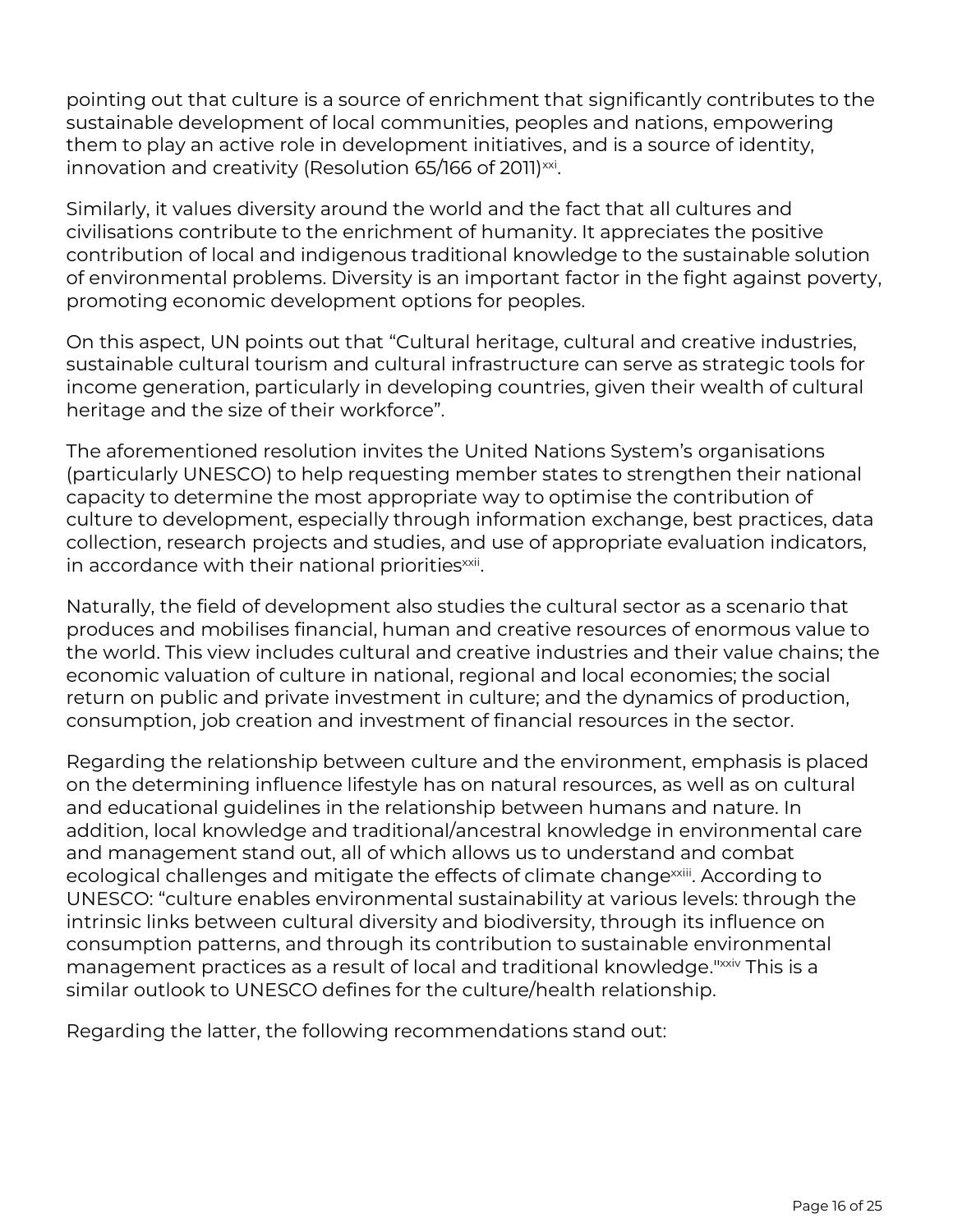pointing out that culture is a source of enrichment that significantly contributes to the sustainable development of local communities, peoples and nations, empowering them to play an active role in development initiatives, and is a source of identity, innovation and creativity (Resolution 65/166 of 2011)[xxi].

Similarly, it values diversity around the world and the fact that all cultures and civilisations contribute to the enrichment of humanity. It appreciates the positive contribution of local and indigenous traditional knowledge to the sustainable solution of environmental problems. Diversity is an important factor in the fight against poverty, promoting economic development options for peoples.

On this aspect, UN points out that "Cultural heritage, cultural and creative industries, sustainable cultural tourism and cultural infrastructure can serve as strategic tools for income generation, particularly in developing countries, given their wealth of cultural heritage and the size of their workforce".

The aforementioned resolution invites the United Nations System's organisations (particularly UNESCO) to help requesting member states to strengthen their national capacity to determine the most appropriate way to optimise the contribution of culture to development, especially through information exchange, best practices, data collection, research projects and studies, and use of appropriate evaluation indicators, in accordance with their national priorities[xxii].

Naturally, the field of development also studies the cultural sector as a scenario that produces and mobilises financial, human and creative resources of enormous value to the world. This view includes cultural and creative industries and their value chains; the economic valuation of culture in national, regional and local economies; the social return on public and private investment in culture; and the dynamics of production, consumption, job creation and investment of financial resources in the sector.

Regarding the relationship between culture and the environment, emphasis is placed on the determining influence lifestyle has on natural resources, as well as on cultural and educational guidelines in the relationship between humans and nature. In addition, local knowledge and traditional/ancestral knowledge in environmental care and management stand out, all of which allows us to understand and combat ecological challenges and mitigate the effects of climate change[xxiii]. According to UNESCO: "culture enables environmental sustainability at various levels: through the intrinsic links between cultural diversity and biodiversity, through its influence on consumption patterns, and through its contribution to sustainable environmental management practices as a result of local and traditional knowledge."[xxiv] This is a similar outlook to UNESCO defines for the culture/health relationship.

Regarding the latter, the following recommendations stand out: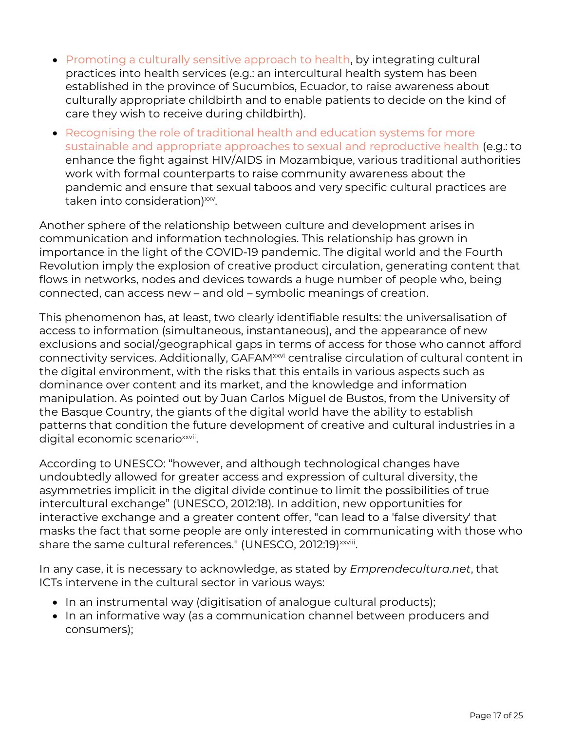- Promoting a culturally sensitive approach to health, by integrating cultural practices into health services (e.g.: an intercultural health system has been established in the province of Sucumbios, Ecuador, to raise awareness about culturally appropriate childbirth and to enable patients to decide on the kind of care they wish to receive during childbirth).
- Recognising the role of traditional health and education systems for more sustainable and appropriate approaches to sexual and reproductive health (e.g.: to enhance the fight against HIV/AIDS in Mozambique, various traditional authorities work with formal counterparts to raise community awareness about the pandemic and ensure that sexual taboos and very specific cultural practices are taken into consideration)[xxv].

Another sphere of the relationship between culture and development arises in communication and information technologies. This relationship has grown in importance in the light of the COVID-19 pandemic. The digital world and the Fourth Revolution imply the explosion of creative product circulation, generating content that flows in networks, nodes and devices towards a huge number of people who, being connected, can access new – and old – symbolic meanings of creation.

This phenomenon has, at least, two clearly identifiable results: the universalisation of access to information (simultaneous, instantaneous), and the appearance of new exclusions and social/geographical gaps in terms of access for those who cannot afford connectivity services. Additionally, GAFAM[xxvi] centralise circulation of cultural content in the digital environment, with the risks that this entails in various aspects such as dominance over content and its market, and the knowledge and information manipulation. As pointed out by Juan Carlos Miguel de Bustos, from the University of the Basque Country, the giants of the digital world have the ability to establish patterns that condition the future development of creative and cultural industries in a digital economic scenario[xxvii].

According to UNESCO: "however, and although technological changes have undoubtedly allowed for greater access and expression of cultural diversity, the asymmetries implicit in the digital divide continue to limit the possibilities of true intercultural exchange" (UNESCO, 2012:18). In addition, new opportunities for interactive exchange and a greater content offer, "can lead to a 'false diversity' that masks the fact that some people are only interested in communicating with those who share the same cultural references." (UNESCO, 2012:19)[xxviii].

In any case, it is necessary to acknowledge, as stated by *Emprendecultura.net*, that ICTs intervene in the cultural sector in various ways:

- In an instrumental way (digitisation of analogue cultural products);
- In an informative way (as a communication channel between producers and consumers);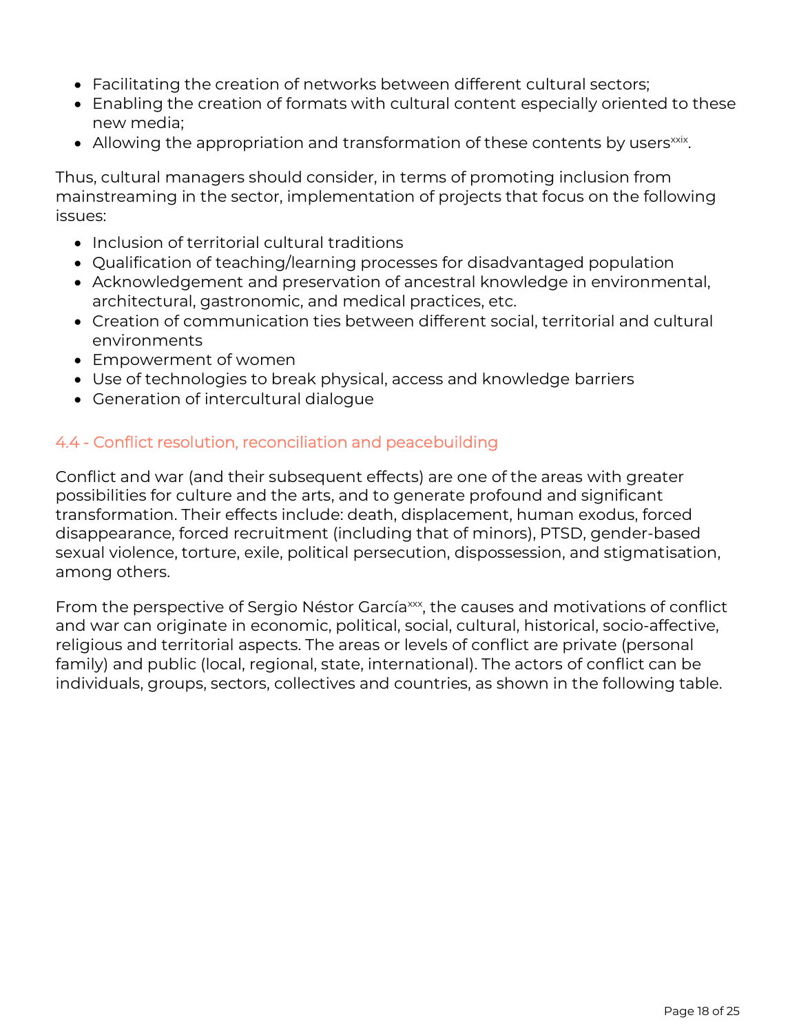- Facilitating the creation of networks between different cultural sectors;
- Enabling the creation of formats with cultural content especially oriented to these new media;
- Allowing the appropriation and transformation of these contents by users[xxix].

Thus, cultural managers should consider, in terms of promoting inclusion from mainstreaming in the sector, implementation of projects that focus on the following issues:

- Inclusion of territorial cultural traditions
- Qualification of teaching/learning processes for disadvantaged population
- Acknowledgement and preservation of ancestral knowledge in environmental, architectural, gastronomic, and medical practices, etc.
- Creation of communication ties between different social, territorial and cultural environments
- Empowerment of women
- Use of technologies to break physical, access and knowledge barriers
- Generation of intercultural dialogue

## 4.4 - Conflict resolution, reconciliation and peacebuilding

Conflict and war (and their subsequent effects) are one of the areas with greater possibilities for culture and the arts, and to generate profound and significant transformation. Their effects include: death, displacement, human exodus, forced disappearance, forced recruitment (including that of minors), PTSD, gender-based sexual violence, torture, exile, political persecution, dispossession, and stigmatisation, among others.

From the perspective of Sergio Néstor García[xxx], the causes and motivations of conflict and war can originate in economic, political, social, cultural, historical, socio-affective, religious and territorial aspects. The areas or levels of conflict are private (personal family) and public (local, regional, state, international). The actors of conflict can be individuals, groups, sectors, collectives and countries, as shown in the following table.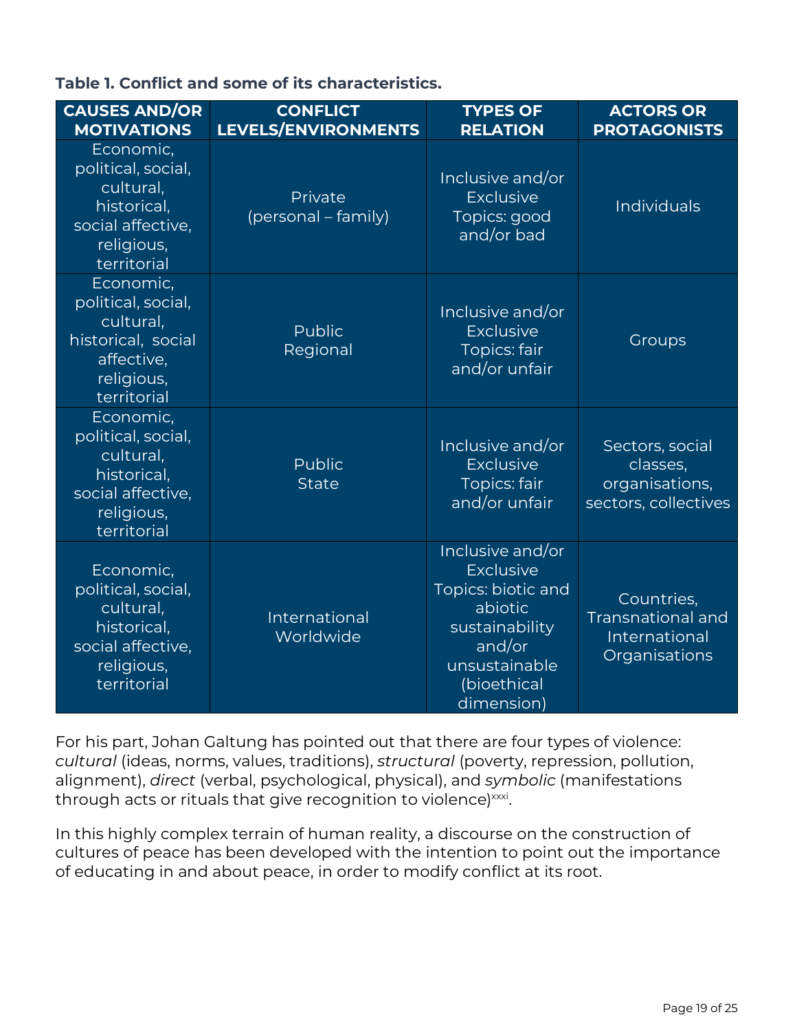**Table 1. Conflict and some of its characteristics.**

| CAUSES AND/OR MOTIVATIONS | CONFLICT LEVELS/ENVIRONMENTS | TYPES OF RELATION | ACTORS OR PROTAGONISTS |
|---|---|---|---|
| Economic, political, social, cultural, historical, social affective, religious, territorial | Private (personal – family) | Inclusive and/or Exclusive Topics: good and/or bad | Individuals |
| Economic, political, social, cultural, historical, social affective, religious, territorial | Public Regional | Inclusive and/or Exclusive Topics: fair and/or unfair | Groups |
| Economic, political, social, cultural, historical, social affective, religious, territorial | Public State | Inclusive and/or Exclusive Topics: fair and/or unfair | Sectors, social classes, organisations, sectors, collectives |
| Economic, political, social, cultural, historical, social affective, religious, territorial | International Worldwide | Inclusive and/or Exclusive Topics: biotic and abiotic sustainability and/or unsustainable (bioethical dimension) | Countries, Transnational and International Organisations |

For his part, Johan Galtung has pointed out that there are four types of violence: *cultural* (ideas, norms, values, traditions), *structural* (poverty, repression, pollution, alignment), *direct* (verbal, psychological, physical), and *symbolic* (manifestations through acts or rituals that give recognition to violence)[xxxi].

In this highly complex terrain of human reality, a discourse on the construction of cultures of peace has been developed with the intention to point out the importance of educating in and about peace, in order to modify conflict at its root.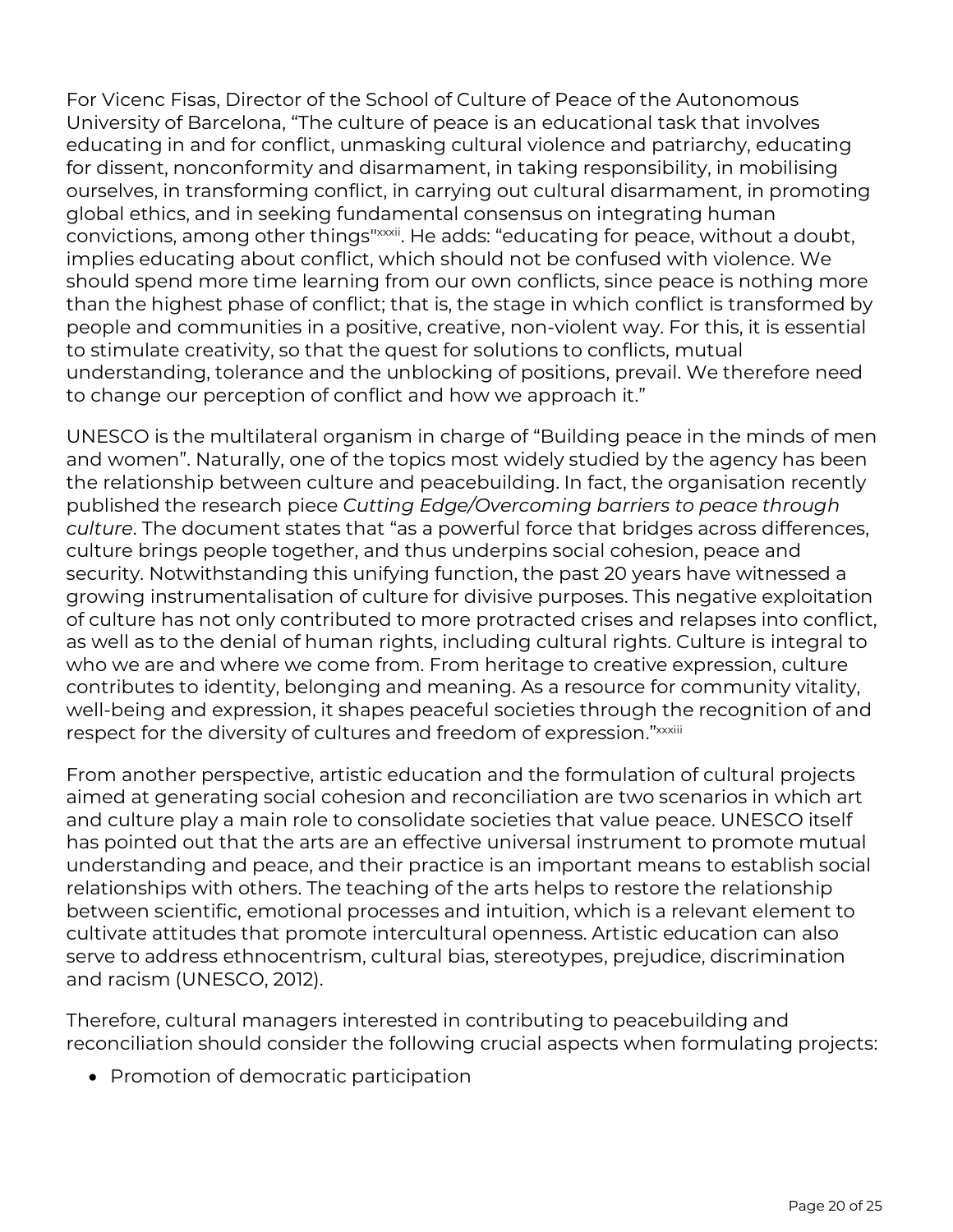For Vicenc Fisas, Director of the School of Culture of Peace of the Autonomous University of Barcelona, "The culture of peace is an educational task that involves educating in and for conflict, unmasking cultural violence and patriarchy, educating for dissent, nonconformity and disarmament, in taking responsibility, in mobilising ourselves, in transforming conflict, in carrying out cultural disarmament, in promoting global ethics, and in seeking fundamental consensus on integrating human convictions, among other things"[xxxii]. He adds: "educating for peace, without a doubt, implies educating about conflict, which should not be confused with violence. We should spend more time learning from our own conflicts, since peace is nothing more than the highest phase of conflict; that is, the stage in which conflict is transformed by people and communities in a positive, creative, non-violent way. For this, it is essential to stimulate creativity, so that the quest for solutions to conflicts, mutual understanding, tolerance and the unblocking of positions, prevail. We therefore need to change our perception of conflict and how we approach it."

UNESCO is the multilateral organism in charge of "Building peace in the minds of men and women". Naturally, one of the topics most widely studied by the agency has been the relationship between culture and peacebuilding. In fact, the organisation recently published the research piece *Cutting Edge/Overcoming barriers to peace through culture*. The document states that "as a powerful force that bridges across differences, culture brings people together, and thus underpins social cohesion, peace and security. Notwithstanding this unifying function, the past 20 years have witnessed a growing instrumentalisation of culture for divisive purposes. This negative exploitation of culture has not only contributed to more protracted crises and relapses into conflict, as well as to the denial of human rights, including cultural rights. Culture is integral to who we are and where we come from. From heritage to creative expression, culture contributes to identity, belonging and meaning. As a resource for community vitality, well-being and expression, it shapes peaceful societies through the recognition of and respect for the diversity of cultures and freedom of expression."[xxxiii]

From another perspective, artistic education and the formulation of cultural projects aimed at generating social cohesion and reconciliation are two scenarios in which art and culture play a main role to consolidate societies that value peace. UNESCO itself has pointed out that the arts are an effective universal instrument to promote mutual understanding and peace, and their practice is an important means to establish social relationships with others. The teaching of the arts helps to restore the relationship between scientific, emotional processes and intuition, which is a relevant element to cultivate attitudes that promote intercultural openness. Artistic education can also serve to address ethnocentrism, cultural bias, stereotypes, prejudice, discrimination and racism (UNESCO, 2012).

Therefore, cultural managers interested in contributing to peacebuilding and reconciliation should consider the following crucial aspects when formulating projects:

- Promotion of democratic participation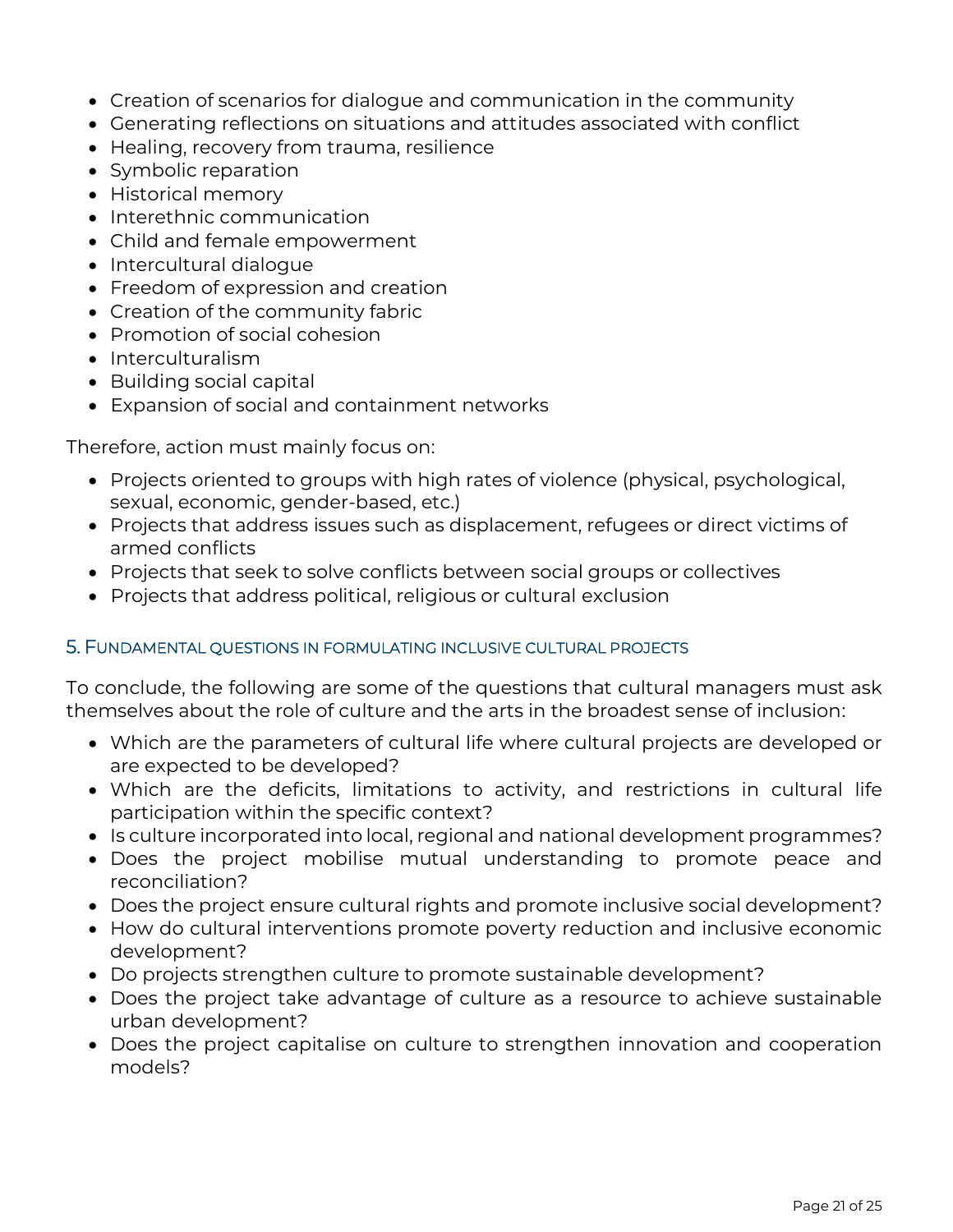- Creation of scenarios for dialogue and communication in the community
- Generating reflections on situations and attitudes associated with conflict
- Healing, recovery from trauma, resilience
- Symbolic reparation
- Historical memory
- Interethnic communication
- Child and female empowerment
- Intercultural dialogue
- Freedom of expression and creation
- Creation of the community fabric
- Promotion of social cohesion
- Interculturalism
- Building social capital
- Expansion of social and containment networks

Therefore, action must mainly focus on:

- Projects oriented to groups with high rates of violence (physical, psychological, sexual, economic, gender-based, etc.)
- Projects that address issues such as displacement, refugees or direct victims of armed conflicts
- Projects that seek to solve conflicts between social groups or collectives
- Projects that address political, religious or cultural exclusion

## 5. Fundamental questions in formulating inclusive cultural projects

To conclude, the following are some of the questions that cultural managers must ask themselves about the role of culture and the arts in the broadest sense of inclusion:

- Which are the parameters of cultural life where cultural projects are developed or are expected to be developed?
- Which are the deficits, limitations to activity, and restrictions in cultural life participation within the specific context?
- Is culture incorporated into local, regional and national development programmes?
- Does the project mobilise mutual understanding to promote peace and reconciliation?
- Does the project ensure cultural rights and promote inclusive social development?
- How do cultural interventions promote poverty reduction and inclusive economic development?
- Do projects strengthen culture to promote sustainable development?
- Does the project take advantage of culture as a resource to achieve sustainable urban development?
- Does the project capitalise on culture to strengthen innovation and cooperation models?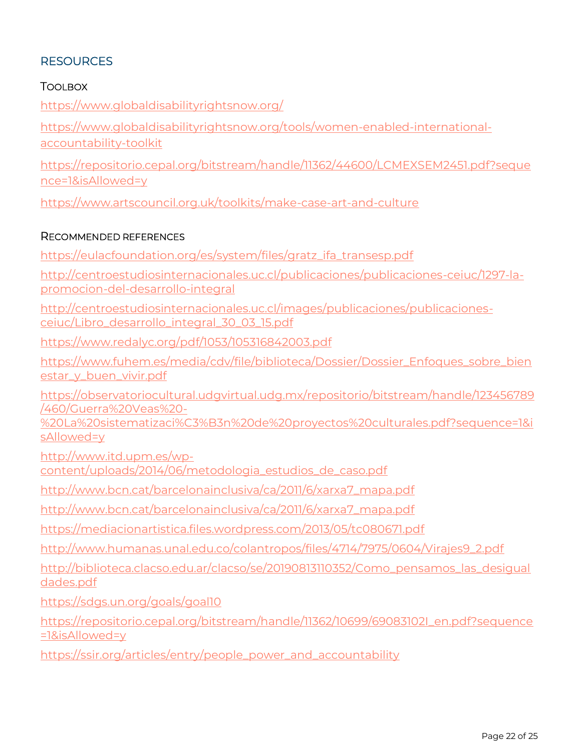## RESOURCES

### Toolbox

https://www.globaldisabilityrightsnow.org/

https://www.globaldisabilityrightsnow.org/tools/women-enabled-international-accountability-toolkit

https://repositorio.cepal.org/bitstream/handle/11362/44600/LCMEXSEM2451.pdf?sequence=1&isAllowed=y

https://www.artscouncil.org.uk/toolkits/make-case-art-and-culture

### Recommended references

https://eulacfoundation.org/es/system/files/gratz_ifa_transesp.pdf

http://centroestudiosinternacionales.uc.cl/publicaciones/publicaciones-ceiuc/1297-la-promocion-del-desarrollo-integral

http://centroestudiosinternacionales.uc.cl/images/publicaciones/publicaciones-ceiuc/Libro_desarrollo_integral_30_03_15.pdf

https://www.redalyc.org/pdf/1053/105316842003.pdf

https://www.fuhem.es/media/cdv/file/biblioteca/Dossier/Dossier_Enfoques_sobre_bienestar_y_buen_vivir.pdf

https://observatoriocultural.udgvirtual.udg.mx/repositorio/bitstream/handle/123456789/460/Guerra%20Veas%20-%20La%20sistematizaci%C3%B3n%20de%20proyectos%20culturales.pdf?sequence=1&isAllowed=y

http://www.itd.upm.es/wp-content/uploads/2014/06/metodologia_estudios_de_caso.pdf

http://www.bcn.cat/barcelonainclusiva/ca/2011/6/xarxa7_mapa.pdf

http://www.bcn.cat/barcelonainclusiva/ca/2011/6/xarxa7_mapa.pdf

https://mediacionartistica.files.wordpress.com/2013/05/tc080671.pdf

http://www.humanas.unal.edu.co/colantropos/files/4714/7975/0604/Virajes9_2.pdf

http://biblioteca.clacso.edu.ar/clacso/se/20190813110352/Como_pensamos_las_desigualdades.pdf

https://sdgs.un.org/goals/goal10

https://repositorio.cepal.org/bitstream/handle/11362/10699/690831021_en.pdf?sequence=1&isAllowed=y

https://ssir.org/articles/entry/people_power_and_accountability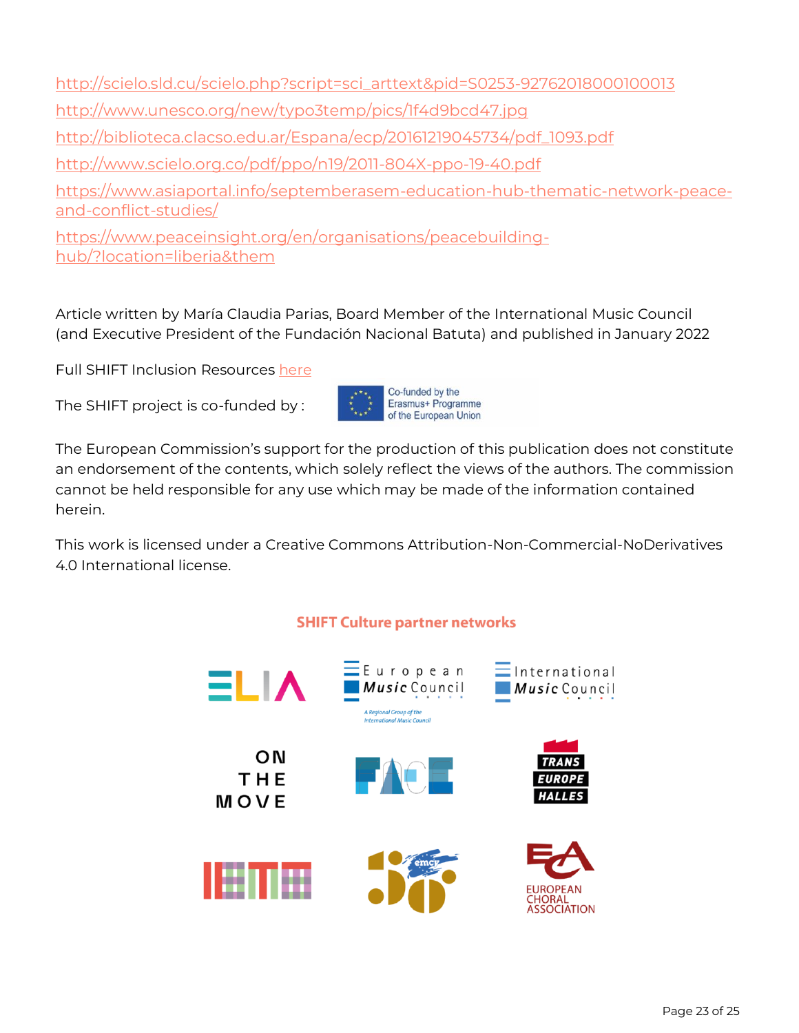http://scielo.sld.cu/scielo.php?script=sci_arttext&pid=S0253-92762018000100013

http://www.unesco.org/new/typo3temp/pics/1f4d9bcd47.jpg

http://biblioteca.clacso.edu.ar/Espana/ecp/20161219045734/pdf_1093.pdf

http://www.scielo.org.co/pdf/ppo/n19/2011-804X-ppo-19-40.pdf

https://www.asiaportal.info/septemberasem-education-hub-thematic-network-peace-and-conflict-studies/

https://www.peaceinsight.org/en/organisations/peacebuilding-hub/?location=liberia&them

Article written by María Claudia Parias, Board Member of the International Music Council (and Executive President of the Fundación Nacional Batuta) and published in January 2022

Full SHIFT Inclusion Resources here

The SHIFT project is co-funded by : Co-funded by the Erasmus+ Programme of the European Union

The European Commission's support for the production of this publication does not constitute an endorsement of the contents, which solely reflect the views of the authors. The commission cannot be held responsible for any use which may be made of the information contained herein.

This work is licensed under a Creative Commons Attribution-Non-Commercial-NoDerivatives 4.0 International license.

**SHIFT Culture partner networks**

ELIA | European Music Council (A Regional Group of the International Music Council) | International Music Council | On the Move | FACE | Trans Europe Halles | IETM | EMCY | European Choral Association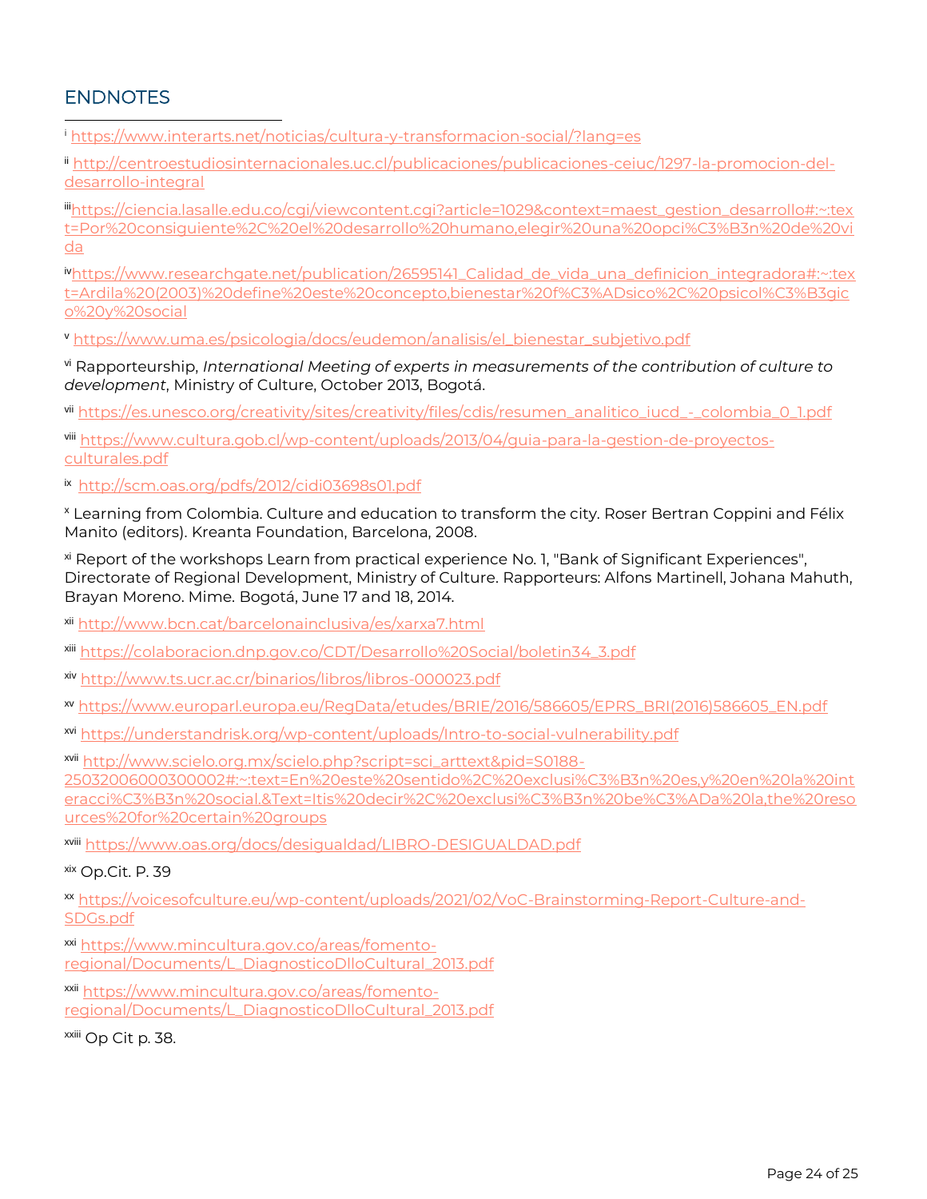## ENDNOTES

[i] https://www.interarts.net/noticias/cultura-y-transformacion-social/?lang=es

[ii] http://centroestudiosinternacionales.uc.cl/publicaciones/publicaciones-ceiuc/1297-la-promocion-del-desarrollo-integral

[iii] https://ciencia.lasalle.edu.co/cgi/viewcontent.cgi?article=1029&context=maest_gestion_desarrollo#:~:text=Por%20consiguiente%2C%20el%20desarrollo%20humano,elegir%20una%20opci%C3%B3n%20de%20vida

[iv] https://www.researchgate.net/publication/26595141_Calidad_de_vida_una_definicion_integradora#:~:text=Ardila%20(2003)%20define%20este%20concepto,bienestar%20f%C3%ADsico%2C%20psicol%C3%B3gico%20y%20social

[v] https://www.uma.es/psicologia/docs/eudemon/analisis/el_bienestar_subjetivo.pdf

[vi] Rapporteurship, *International Meeting of experts in measurements of the contribution of culture to development*, Ministry of Culture, October 2013, Bogotá.

[vii] https://es.unesco.org/creativity/sites/creativity/files/cdis/resumen_analitico_iucd_-_colombia_0_1.pdf

[viii] https://www.cultura.gob.cl/wp-content/uploads/2013/04/guia-para-la-gestion-de-proyectos-culturales.pdf

[ix] http://scm.oas.org/pdfs/2012/cidi03698s01.pdf

[x] Learning from Colombia. Culture and education to transform the city. Roser Bertran Coppini and Félix Manito (editors). Kreanta Foundation, Barcelona, 2008.

[xi] Report of the workshops Learn from practical experience No. 1, "Bank of Significant Experiences", Directorate of Regional Development, Ministry of Culture. Rapporteurs: Alfons Martinell, Johana Mahuth, Brayan Moreno. Mime. Bogotá, June 17 and 18, 2014.

[xii] http://www.bcn.cat/barcelonainclusiva/es/xarxa7.html

[xiii] https://colaboracion.dnp.gov.co/CDT/Desarrollo%20Social/boletin34_3.pdf

[xiv] http://www.ts.ucr.ac.cr/binarios/libros/libros-000023.pdf

[xv] https://www.europarl.europa.eu/RegData/etudes/BRIE/2016/586605/EPRS_BRI(2016)586605_EN.pdf

[xvi] https://understandrisk.org/wp-content/uploads/Intro-to-social-vulnerability.pdf

[xvii] http://www.scielo.org.mx/scielo.php?script=sci_arttext&pid=S0188-25032006000300002#:~:text=En%20este%20sentido%2C%20exclusi%C3%B3n%20es,y%20en%20la%20interacci%C3%B3n%20social.&Text=Itis%20decir%2C%20exclusi%C3%B3n%20be%C3%ADa%20la,the%20resources%20for%20certain%20groups

[xviii] https://www.oas.org/docs/desigualdad/LIBRO-DESIGUALDAD.pdf

[xix] Op.Cit. P. 39

[xx] https://voicesofculture.eu/wp-content/uploads/2021/02/VoC-Brainstorming-Report-Culture-and-SDGs.pdf

[xxi] https://www.mincultura.gov.co/areas/fomento-regional/Documents/L_DiagnosticoDlloCultural_2013.pdf

[xxii] https://www.mincultura.gov.co/areas/fomento-regional/Documents/L_DiagnosticoDlloCultural_2013.pdf

[xxiii] Op Cit p. 38.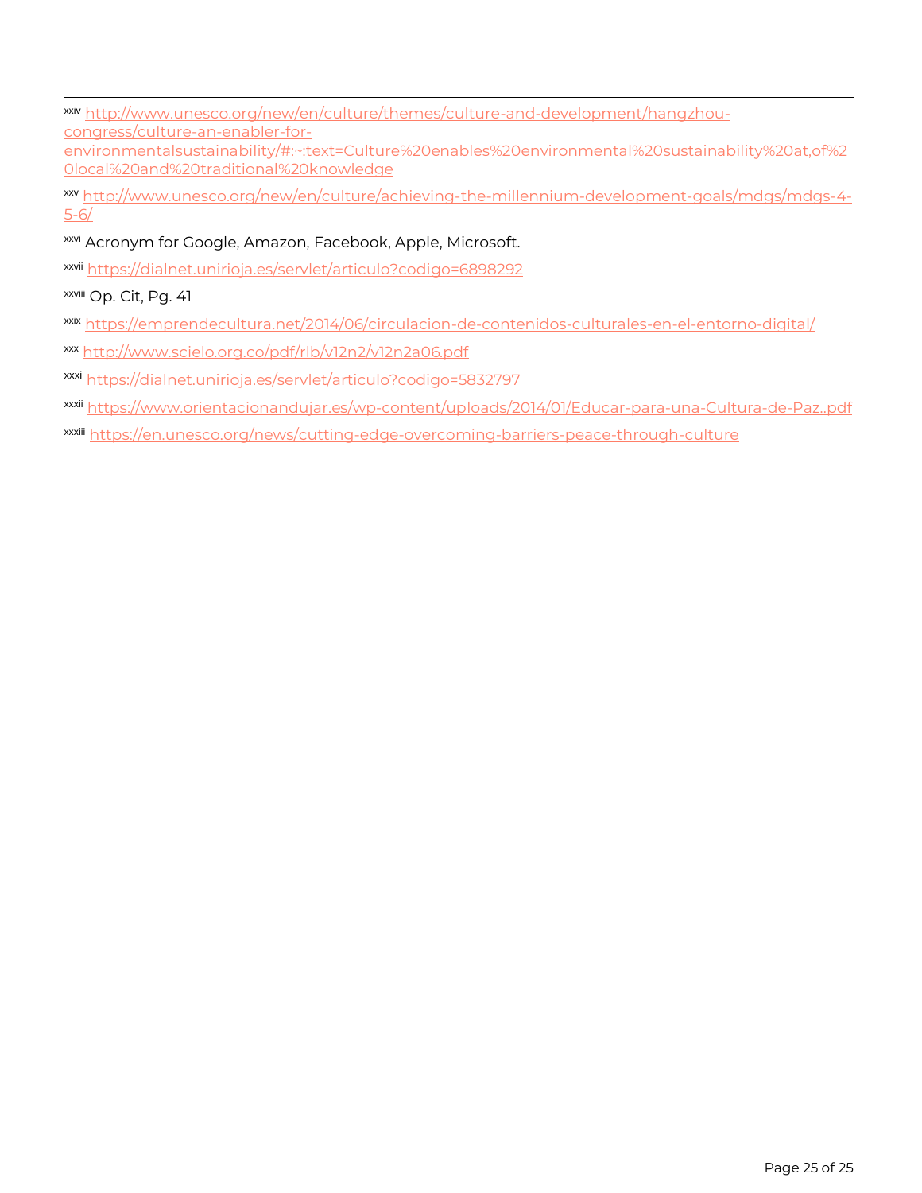[xxiv] http://www.unesco.org/new/en/culture/themes/culture-and-development/hangzhou-congress/culture-an-enabler-for-environmentalsustainability/#:~:text=Culture%20enables%20environmental%20sustainability%20at,of%20local%20and%20traditional%20knowledge

[xxv] http://www.unesco.org/new/en/culture/achieving-the-millennium-development-goals/mdgs/mdgs-4-5-6/

[xxvi] Acronym for Google, Amazon, Facebook, Apple, Microsoft.

[xxvii] https://dialnet.unirioja.es/servlet/articulo?codigo=6898292

[xxviii] Op. Cit, Pg. 41

[xxix] https://emprendecultura.net/2014/06/circulacion-de-contenidos-culturales-en-el-entorno-digital/

[xxx] http://www.scielo.org.co/pdf/rlb/v12n2/v12n2a06.pdf

[xxxi] https://dialnet.unirioja.es/servlet/articulo?codigo=5832797

[xxxii] https://www.orientacionandujar.es/wp-content/uploads/2014/01/Educar-para-una-Cultura-de-Paz..pdf

[xxxiii] https://en.unesco.org/news/cutting-edge-overcoming-barriers-peace-through-culture